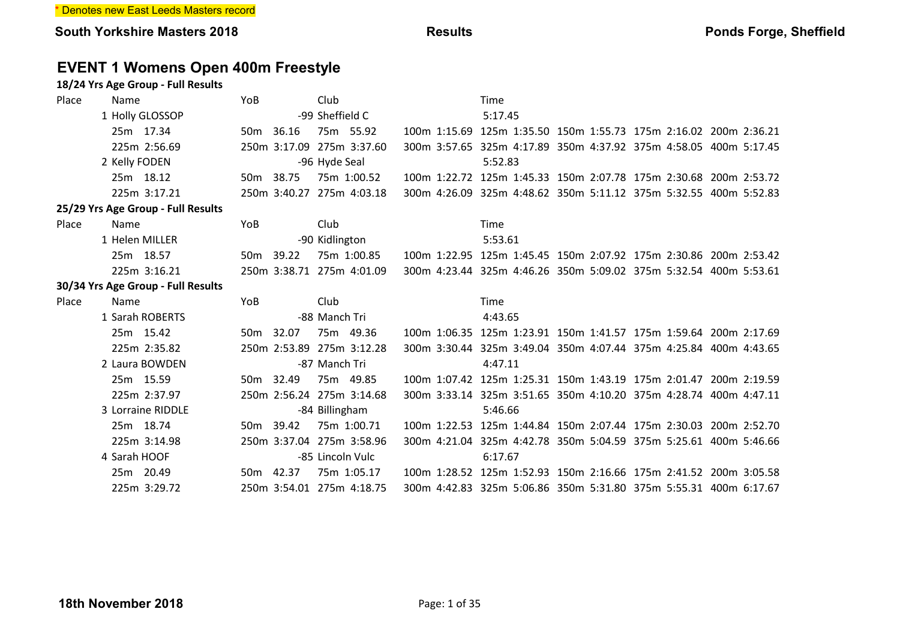* Denotes new East Leeds Masters record

**South Yorkshire Masters 2018** **Results** **Ponds Forge, Sheffield**

# EVENT 1 Womens Open 400m Freestyle

### 18/24 Yrs Age Group - Full Results

| Place | Name | YoB | Club | Time | | | | |
|---|---|---|---|---|---|---|---|---|
| 1 | Holly GLOSSOP | -99 | Sheffield C | 5:17.45 | | | | |
| 25m 17.34 | 50m 36.16 | 75m 55.92 | 100m 1:15.69 | 125m 1:35.50 | 150m 1:55.73 | 175m 2:16.02 | 200m 2:36.21 | |
| 225m 2:56.69 | 250m 3:17.09 | 275m 3:37.60 | 300m 3:57.65 | 325m 4:17.89 | 350m 4:37.92 | 375m 4:58.05 | 400m 5:17.45 | |
| 2 | Kelly FODEN | -96 | Hyde Seal | 5:52.83 | | | | |
| 25m 18.12 | 50m 38.75 | 75m 1:00.52 | 100m 1:22.72 | 125m 1:45.33 | 150m 2:07.78 | 175m 2:30.68 | 200m 2:53.72 | |
| 225m 3:17.21 | 250m 3:40.27 | 275m 4:03.18 | 300m 4:26.09 | 325m 4:48.62 | 350m 5:11.12 | 375m 5:32.55 | 400m 5:52.83 | |

### 25/29 Yrs Age Group - Full Results

| Place | Name | YoB | Club | Time | | | | |
|---|---|---|---|---|---|---|---|---|
| 1 | Helen MILLER | -90 | Kidlington | 5:53.61 | | | | |
| 25m 18.57 | 50m 39.22 | 75m 1:00.85 | 100m 1:22.95 | 125m 1:45.45 | 150m 2:07.92 | 175m 2:30.86 | 200m 2:53.42 | |
| 225m 3:16.21 | 250m 3:38.71 | 275m 4:01.09 | 300m 4:23.44 | 325m 4:46.26 | 350m 5:09.02 | 375m 5:32.54 | 400m 5:53.61 | |

### 30/34 Yrs Age Group - Full Results

| Place | Name | YoB | Club | Time | | | | |
|---|---|---|---|---|---|---|---|---|
| 1 | Sarah ROBERTS | -88 | Manch Tri | 4:43.65 | | | | |
| 25m 15.42 | 50m 32.07 | 75m 49.36 | 100m 1:06.35 | 125m 1:23.91 | 150m 1:41.57 | 175m 1:59.64 | 200m 2:17.69 | |
| 225m 2:35.82 | 250m 2:53.89 | 275m 3:12.28 | 300m 3:30.44 | 325m 3:49.04 | 350m 4:07.44 | 375m 4:25.84 | 400m 4:43.65 | |
| 2 | Laura BOWDEN | -87 | Manch Tri | 4:47.11 | | | | |
| 25m 15.59 | 50m 32.49 | 75m 49.85 | 100m 1:07.42 | 125m 1:25.31 | 150m 1:43.19 | 175m 2:01.47 | 200m 2:19.59 | |
| 225m 2:37.97 | 250m 2:56.24 | 275m 3:14.68 | 300m 3:33.14 | 325m 3:51.65 | 350m 4:10.20 | 375m 4:28.74 | 400m 4:47.11 | |
| 3 | Lorraine RIDDLE | -84 | Billingham | 5:46.66 | | | | |
| 25m 18.74 | 50m 39.42 | 75m 1:00.71 | 100m 1:22.53 | 125m 1:44.84 | 150m 2:07.44 | 175m 2:30.03 | 200m 2:52.70 | |
| 225m 3:14.98 | 250m 3:37.04 | 275m 3:58.96 | 300m 4:21.04 | 325m 4:42.78 | 350m 5:04.59 | 375m 5:25.61 | 400m 5:46.66 | |
| 4 | Sarah HOOF | -85 | Lincoln Vulc | 6:17.67 | | | | |
| 25m 20.49 | 50m 42.37 | 75m 1:05.17 | 100m 1:28.52 | 125m 1:52.93 | 150m 2:16.66 | 175m 2:41.52 | 200m 3:05.58 | |
| 225m 3:29.72 | 250m 3:54.01 | 275m 4:18.75 | 300m 4:42.83 | 325m 5:06.86 | 350m 5:31.80 | 375m 5:55.31 | 400m 6:17.67 | |

**18th November 2018**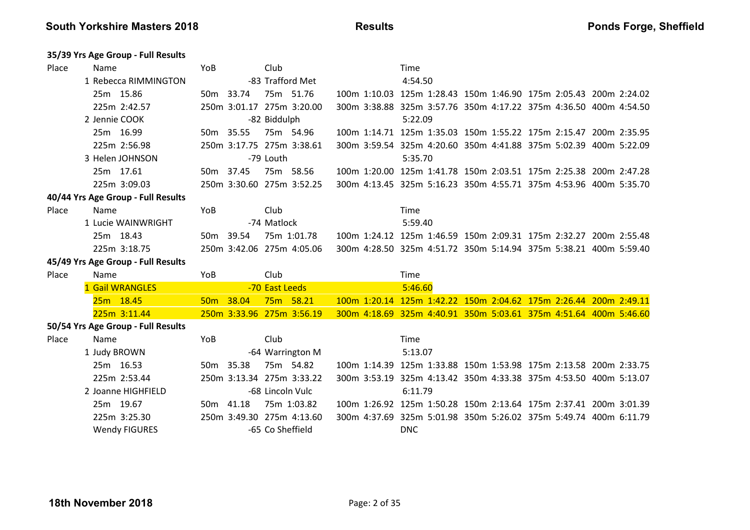**35/39 Yrs Age Group - Full Results**

| Place | Name | YoB | Club | Time |
|---|---|---|---|---|
| 1 | Rebecca RIMMINGTON | -83 | Trafford Met | 4:54.50 |

25m 15.86 · 50m 33.74 · 75m 51.76 · 100m 1:10.03 · 125m 1:28.43 · 150m 1:46.90 · 175m 2:05.43 · 200m 2:24.02
225m 2:42.57 · 250m 3:01.17 · 275m 3:20.00 · 300m 3:38.88 · 325m 3:57.76 · 350m 4:17.22 · 375m 4:36.50 · 400m 4:54.50

| Place | Name | YoB | Club | Time |
|---|---|---|---|---|
| 2 | Jennie COOK | -82 | Biddulph | 5:22.09 |

25m 16.99 · 50m 35.55 · 75m 54.96 · 100m 1:14.71 · 125m 1:35.03 · 150m 1:55.22 · 175m 2:15.47 · 200m 2:35.95
225m 2:56.98 · 250m 3:17.75 · 275m 3:38.61 · 300m 3:59.54 · 325m 4:20.60 · 350m 4:41.88 · 375m 5:02.39 · 400m 5:22.09

| Place | Name | YoB | Club | Time |
|---|---|---|---|---|
| 3 | Helen JOHNSON | -79 | Louth | 5:35.70 |

25m 17.61 · 50m 37.45 · 75m 58.56 · 100m 1:20.00 · 125m 1:41.78 · 150m 2:03.51 · 175m 2:25.38 · 200m 2:47.28
225m 3:09.03 · 250m 3:30.60 · 275m 3:52.25 · 300m 4:13.45 · 325m 5:16.23 · 350m 4:55.71 · 375m 4:53.96 · 400m 5:35.70

**40/44 Yrs Age Group - Full Results**

| Place | Name | YoB | Club | Time |
|---|---|---|---|---|
| 1 | Lucie WAINWRIGHT | -74 | Matlock | 5:59.40 |

25m 18.43 · 50m 39.54 · 75m 1:01.78 · 100m 1:24.12 · 125m 1:46.59 · 150m 2:09.31 · 175m 2:32.27 · 200m 2:55.48
225m 3:18.75 · 250m 3:42.06 · 275m 4:05.06 · 300m 4:28.50 · 325m 4:51.72 · 350m 5:14.94 · 375m 5:38.21 · 400m 5:59.40

**45/49 Yrs Age Group - Full Results**

| Place | Name | YoB | Club | Time |
|---|---|---|---|---|
| 1 | Gail WRANGLES | -70 | East Leeds | 5:46.60 |

25m 18.45 · 50m 38.04 · 75m 58.21 · 100m 1:20.14 · 125m 1:42.22 · 150m 2:04.62 · 175m 2:26.44 · 200m 2:49.11
225m 3:11.44 · 250m 3:33.96 · 275m 3:56.19 · 300m 4:18.69 · 325m 4:40.91 · 350m 5:03.61 · 375m 4:51.64 · 400m 5:46.60

**50/54 Yrs Age Group - Full Results**

| Place | Name | YoB | Club | Time |
|---|---|---|---|---|
| 1 | Judy BROWN | -64 | Warrington M | 5:13.07 |

25m 16.53 · 50m 35.38 · 75m 54.82 · 100m 1:14.39 · 125m 1:33.88 · 150m 1:53.98 · 175m 2:13.58 · 200m 2:33.75
225m 2:53.44 · 250m 3:13.34 · 275m 3:33.22 · 300m 3:53.19 · 325m 4:13.42 · 350m 4:33.38 · 375m 4:53.50 · 400m 5:13.07

| Place | Name | YoB | Club | Time |
|---|---|---|---|---|
| 2 | Joanne HIGHFIELD | -68 | Lincoln Vulc | 6:11.79 |

25m 19.67 · 50m 41.18 · 75m 1:03.82 · 100m 1:26.92 · 125m 1:50.28 · 150m 2:13.64 · 175m 2:37.41 · 200m 3:01.39
225m 3:25.30 · 250m 3:49.30 · 275m 4:13.60 · 300m 4:37.69 · 325m 5:01.98 · 350m 5:26.02 · 375m 5:49.74 · 400m 6:11.79

| Place | Name | YoB | Club | Time |
|---|---|---|---|---|
| | Wendy FIGURES | -65 | Co Sheffield | DNC |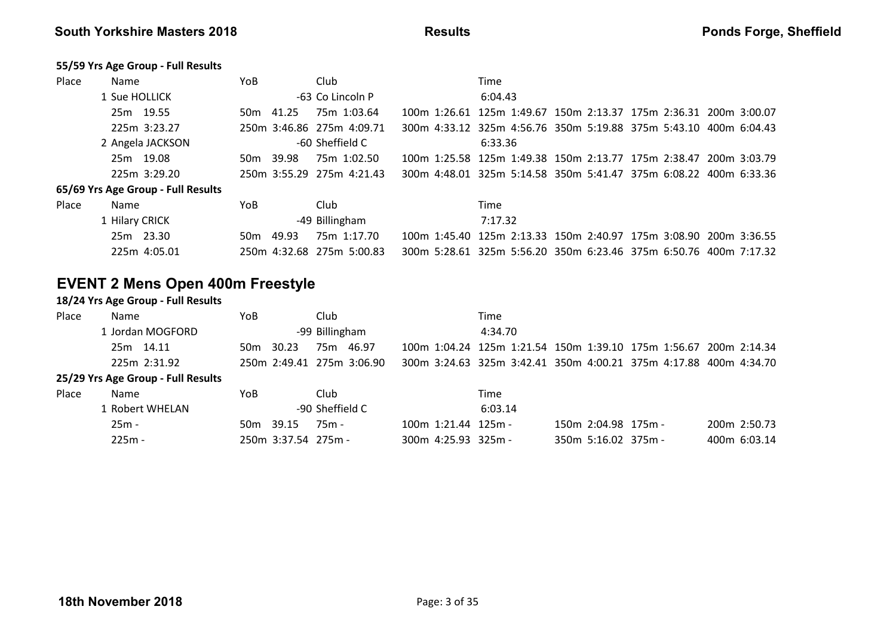### 55/59 Yrs Age Group - Full Results

| Place | Name | YoB | Club | Time |
|---|---|---|---|---|
| 1 | Sue HOLLICK | -63 | Co Lincoln P | 6:04.43 |
| 2 | Angela JACKSON | -60 | Sheffield C | 6:33.36 |

| Name | 25m | 50m | 75m | 100m | 125m | 150m | 175m | 200m |
|---|---|---|---|---|---|---|---|---|
| Sue HOLLICK | 19.55 | 41.25 | 1:03.64 | 1:26.61 | 1:49.67 | 2:13.37 | 2:36.31 | 3:00.07 |
| Angela JACKSON | 19.08 | 39.98 | 1:02.50 | 1:25.58 | 1:49.38 | 2:13.77 | 2:38.47 | 3:03.79 |

| Name | 225m | 250m | 275m | 300m | 325m | 350m | 375m | 400m |
|---|---|---|---|---|---|---|---|---|
| Sue HOLLICK | 3:23.27 | 3:46.86 | 4:09.71 | 4:33.12 | 4:56.76 | 5:19.88 | 5:43.10 | 6:04.43 |
| Angela JACKSON | 3:29.20 | 3:55.29 | 4:21.43 | 4:48.01 | 5:14.58 | 5:41.47 | 6:08.22 | 6:33.36 |

### 65/69 Yrs Age Group - Full Results

| Place | Name | YoB | Club | Time |
|---|---|---|---|---|
| 1 | Hilary CRICK | -49 | Billingham | 7:17.32 |

| Name | 25m | 50m | 75m | 100m | 125m | 150m | 175m | 200m |
|---|---|---|---|---|---|---|---|---|
| Hilary CRICK | 23.30 | 49.93 | 1:17.70 | 1:45.40 | 2:13.33 | 2:40.97 | 3:08.90 | 3:36.55 |

| Name | 225m | 250m | 275m | 300m | 325m | 350m | 375m | 400m |
|---|---|---|---|---|---|---|---|---|
| Hilary CRICK | 4:05.01 | 4:32.68 | 5:00.83 | 5:28.61 | 5:56.20 | 6:23.46 | 6:50.76 | 7:17.32 |

## EVENT 2 Mens Open 400m Freestyle

### 18/24 Yrs Age Group - Full Results

| Place | Name | YoB | Club | Time |
|---|---|---|---|---|
| 1 | Jordan MOGFORD | -99 | Billingham | 4:34.70 |

| Name | 25m | 50m | 75m | 100m | 125m | 150m | 175m | 200m |
|---|---|---|---|---|---|---|---|---|
| Jordan MOGFORD | 14.11 | 30.23 | 46.97 | 1:04.24 | 1:21.54 | 1:39.10 | 1:56.67 | 2:14.34 |

| Name | 225m | 250m | 275m | 300m | 325m | 350m | 375m | 400m |
|---|---|---|---|---|---|---|---|---|
| Jordan MOGFORD | 2:31.92 | 2:49.41 | 3:06.90 | 3:24.63 | 3:42.41 | 4:00.21 | 4:17.88 | 4:34.70 |

### 25/29 Yrs Age Group - Full Results

| Place | Name | YoB | Club | Time |
|---|---|---|---|---|
| 1 | Robert WHELAN | -90 | Sheffield C | 6:03.14 |

| Name | 25m | 50m | 75m | 100m | 125m | 150m | 175m | 200m |
|---|---|---|---|---|---|---|---|---|
| Robert WHELAN | - | 39.15 | - | 1:21.44 | - | 2:04.98 | - | 2:50.73 |

| Name | 225m | 250m | 275m | 300m | 325m | 350m | 375m | 400m |
|---|---|---|---|---|---|---|---|---|
| Robert WHELAN | - | 3:37.54 | - | 4:25.93 | - | 5:16.02 | - | 6:03.14 |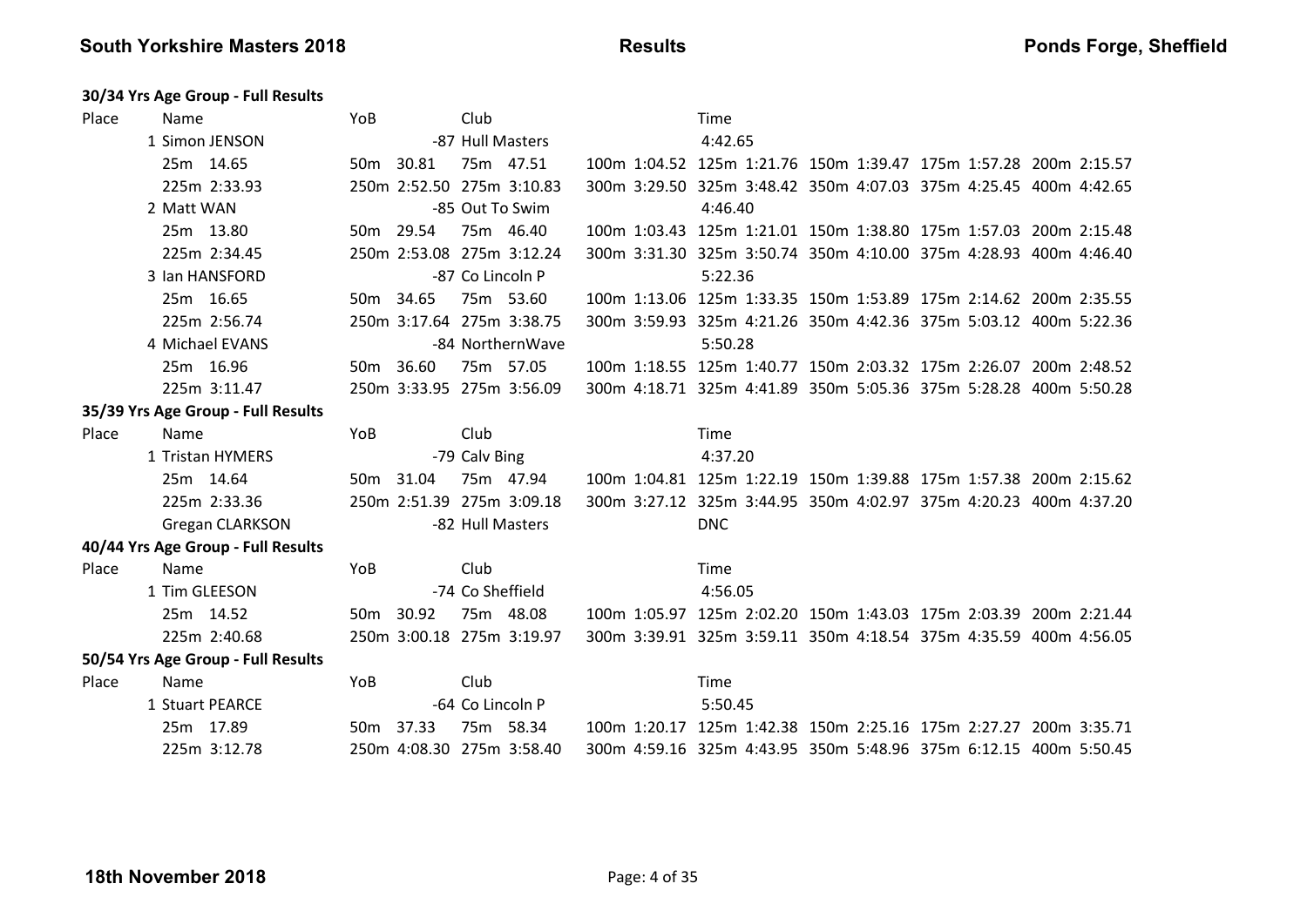### 30/34 Yrs Age Group - Full Results

| Place | Name | YoB | Club | Time |
|---|---|---|---|---|
| 1 | Simon JENSON | -87 | Hull Masters | 4:42.65 |
| 2 | Matt WAN | -85 | Out To Swim | 4:46.40 |
| 3 | Ian HANSFORD | -87 | Co Lincoln P | 5:22.36 |
| 4 | Michael EVANS | -84 | NorthernWave | 5:50.28 |

| Name | 25m | 50m | 75m | 100m | 125m | 150m | 175m | 200m |
|---|---|---|---|---|---|---|---|---|
| Simon JENSON | 14.65 | 30.81 | 47.51 | 1:04.52 | 1:21.76 | 1:39.47 | 1:57.28 | 2:15.57 |
| Matt WAN | 13.80 | 29.54 | 46.40 | 1:03.43 | 1:21.01 | 1:38.80 | 1:57.03 | 2:15.48 |
| Ian HANSFORD | 16.65 | 34.65 | 53.60 | 1:13.06 | 1:33.35 | 1:53.89 | 2:14.62 | 2:35.55 |
| Michael EVANS | 16.96 | 36.60 | 57.05 | 1:18.55 | 1:40.77 | 2:03.32 | 2:26.07 | 2:48.52 |

| Name | 225m | 250m | 275m | 300m | 325m | 350m | 375m | 400m |
|---|---|---|---|---|---|---|---|---|
| Simon JENSON | 2:33.93 | 2:52.50 | 3:10.83 | 3:29.50 | 3:48.42 | 4:07.03 | 4:25.45 | 4:42.65 |
| Matt WAN | 2:34.45 | 2:53.08 | 3:12.24 | 3:31.30 | 3:50.74 | 4:10.00 | 4:28.93 | 4:46.40 |
| Ian HANSFORD | 2:56.74 | 3:17.64 | 3:38.75 | 3:59.93 | 4:21.26 | 4:42.36 | 5:03.12 | 5:22.36 |
| Michael EVANS | 3:11.47 | 3:33.95 | 3:56.09 | 4:18.71 | 4:41.89 | 5:05.36 | 5:28.28 | 5:50.28 |

### 35/39 Yrs Age Group - Full Results

| Place | Name | YoB | Club | Time |
|---|---|---|---|---|
| 1 | Tristan HYMERS | -79 | Calv Bing | 4:37.20 |
| | Gregan CLARKSON | -82 | Hull Masters | DNC |

| Name | 25m | 50m | 75m | 100m | 125m | 150m | 175m | 200m |
|---|---|---|---|---|---|---|---|---|
| Tristan HYMERS | 14.64 | 31.04 | 47.94 | 1:04.81 | 1:22.19 | 1:39.88 | 1:57.38 | 2:15.62 |

| Name | 225m | 250m | 275m | 300m | 325m | 350m | 375m | 400m |
|---|---|---|---|---|---|---|---|---|
| Tristan HYMERS | 2:33.36 | 2:51.39 | 3:09.18 | 3:27.12 | 3:44.95 | 4:02.97 | 4:20.23 | 4:37.20 |

### 40/44 Yrs Age Group - Full Results

| Place | Name | YoB | Club | Time |
|---|---|---|---|---|
| 1 | Tim GLEESON | -74 | Co Sheffield | 4:56.05 |

| Name | 25m | 50m | 75m | 100m | 125m | 150m | 175m | 200m |
|---|---|---|---|---|---|---|---|---|
| Tim GLEESON | 14.52 | 30.92 | 48.08 | 1:05.97 | 2:02.20 | 1:43.03 | 2:03.39 | 2:21.44 |

| Name | 225m | 250m | 275m | 300m | 325m | 350m | 375m | 400m |
|---|---|---|---|---|---|---|---|---|
| Tim GLEESON | 2:40.68 | 3:00.18 | 3:19.97 | 3:39.91 | 3:59.11 | 4:18.54 | 4:35.59 | 4:56.05 |

### 50/54 Yrs Age Group - Full Results

| Place | Name | YoB | Club | Time |
|---|---|---|---|---|
| 1 | Stuart PEARCE | -64 | Co Lincoln P | 5:50.45 |

| Name | 25m | 50m | 75m | 100m | 125m | 150m | 175m | 200m |
|---|---|---|---|---|---|---|---|---|
| Stuart PEARCE | 17.89 | 37.33 | 58.34 | 1:20.17 | 1:42.38 | 2:25.16 | 2:27.27 | 3:35.71 |

| Name | 225m | 250m | 275m | 300m | 325m | 350m | 375m | 400m |
|---|---|---|---|---|---|---|---|---|
| Stuart PEARCE | 3:12.78 | 4:08.30 | 3:58.40 | 4:59.16 | 4:43.95 | 5:48.96 | 6:12.15 | 5:50.45 |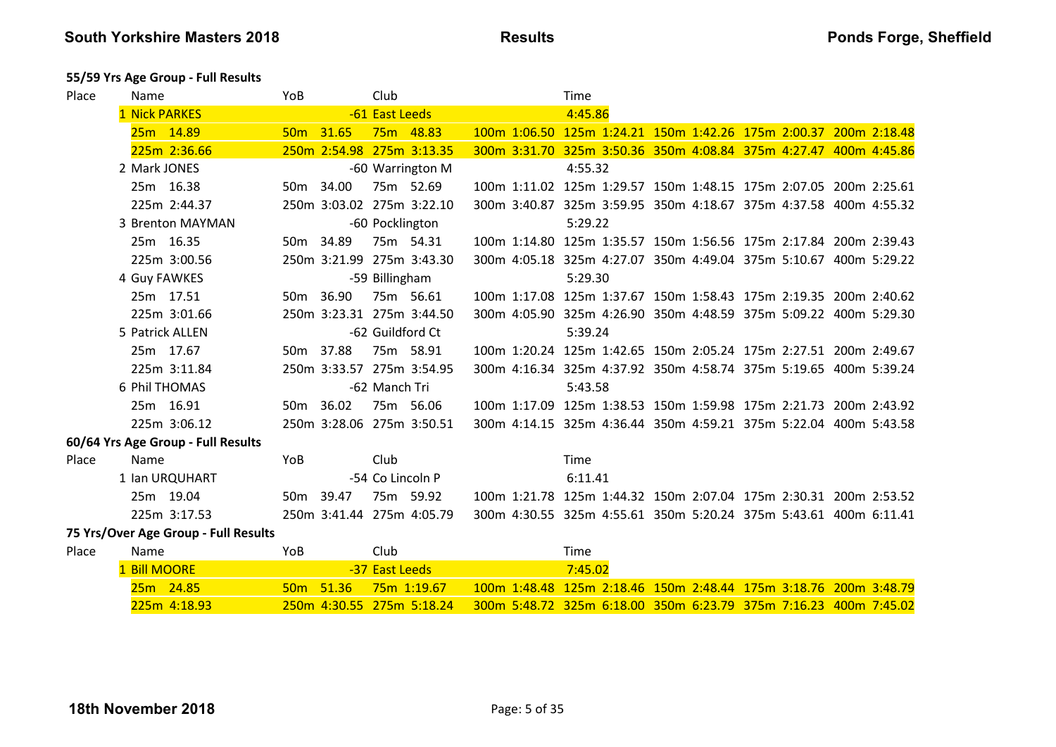### 55/59 Yrs Age Group - Full Results

| Place | Name | YoB | Club | Time |
|---|---|---|---|---|
| 1 | Nick PARKES | -61 | East Leeds | 4:45.86 |
| | 25m 14.89 / 50m 31.65 / 75m 48.83 / 100m 1:06.50 / 125m 1:24.21 / 150m 1:42.26 / 175m 2:00.37 / 200m 2:18.48 | | | |
| | 225m 2:36.66 / 250m 2:54.98 / 275m 3:13.35 / 300m 3:31.70 / 325m 3:50.36 / 350m 4:08.84 / 375m 4:27.47 / 400m 4:45.86 | | | |
| 2 | Mark JONES | -60 | Warrington M | 4:55.32 |
| | 25m 16.38 / 50m 34.00 / 75m 52.69 / 100m 1:11.02 / 125m 1:29.57 / 150m 1:48.15 / 175m 2:07.05 / 200m 2:25.61 | | | |
| | 225m 2:44.37 / 250m 3:03.02 / 275m 3:22.10 / 300m 3:40.87 / 325m 3:59.95 / 350m 4:18.67 / 375m 4:37.58 / 400m 4:55.32 | | | |
| 3 | Brenton MAYMAN | -60 | Pocklington | 5:29.22 |
| | 25m 16.35 / 50m 34.89 / 75m 54.31 / 100m 1:14.80 / 125m 1:35.57 / 150m 1:56.56 / 175m 2:17.84 / 200m 2:39.43 | | | |
| | 225m 3:00.56 / 250m 3:21.99 / 275m 3:43.30 / 300m 4:05.18 / 325m 4:27.07 / 350m 4:49.04 / 375m 5:10.67 / 400m 5:29.22 | | | |
| 4 | Guy FAWKES | -59 | Billingham | 5:29.30 |
| | 25m 17.51 / 50m 36.90 / 75m 56.61 / 100m 1:17.08 / 125m 1:37.67 / 150m 1:58.43 / 175m 2:19.35 / 200m 2:40.62 | | | |
| | 225m 3:01.66 / 250m 3:23.31 / 275m 3:44.50 / 300m 4:05.90 / 325m 4:26.90 / 350m 4:48.59 / 375m 5:09.22 / 400m 5:29.30 | | | |
| 5 | Patrick ALLEN | -62 | Guildford Ct | 5:39.24 |
| | 25m 17.67 / 50m 37.88 / 75m 58.91 / 100m 1:20.24 / 125m 1:42.65 / 150m 2:05.24 / 175m 2:27.51 / 200m 2:49.67 | | | |
| | 225m 3:11.84 / 250m 3:33.57 / 275m 3:54.95 / 300m 4:16.34 / 325m 4:37.92 / 350m 4:58.74 / 375m 5:19.65 / 400m 5:39.24 | | | |
| 6 | Phil THOMAS | -62 | Manch Tri | 5:43.58 |
| | 25m 16.91 / 50m 36.02 / 75m 56.06 / 100m 1:17.09 / 125m 1:38.53 / 150m 1:59.98 / 175m 2:21.73 / 200m 2:43.92 | | | |
| | 225m 3:06.12 / 250m 3:28.06 / 275m 3:50.51 / 300m 4:14.15 / 325m 4:36.44 / 350m 4:59.21 / 375m 5:22.04 / 400m 5:43.58 | | | |

### 60/64 Yrs Age Group - Full Results

| Place | Name | YoB | Club | Time |
|---|---|---|---|---|
| 1 | Ian URQUHART | -54 | Co Lincoln P | 6:11.41 |
| | 25m 19.04 / 50m 39.47 / 75m 59.92 / 100m 1:21.78 / 125m 1:44.32 / 150m 2:07.04 / 175m 2:30.31 / 200m 2:53.52 | | | |
| | 225m 3:17.53 / 250m 3:41.44 / 275m 4:05.79 / 300m 4:30.55 / 325m 4:55.61 / 350m 5:20.24 / 375m 5:43.61 / 400m 6:11.41 | | | |

### 75 Yrs/Over Age Group - Full Results

| Place | Name | YoB | Club | Time |
|---|---|---|---|---|
| 1 | Bill MOORE | -37 | East Leeds | 7:45.02 |
| | 25m 24.85 / 50m 51.36 / 75m 1:19.67 / 100m 1:48.48 / 125m 2:18.46 / 150m 2:48.44 / 175m 3:18.76 / 200m 3:48.79 | | | |
| | 225m 4:18.93 / 250m 4:30.55 / 275m 5:18.24 / 300m 5:48.72 / 325m 6:18.00 / 350m 6:23.79 / 375m 7:16.23 / 400m 7:45.02 | | | |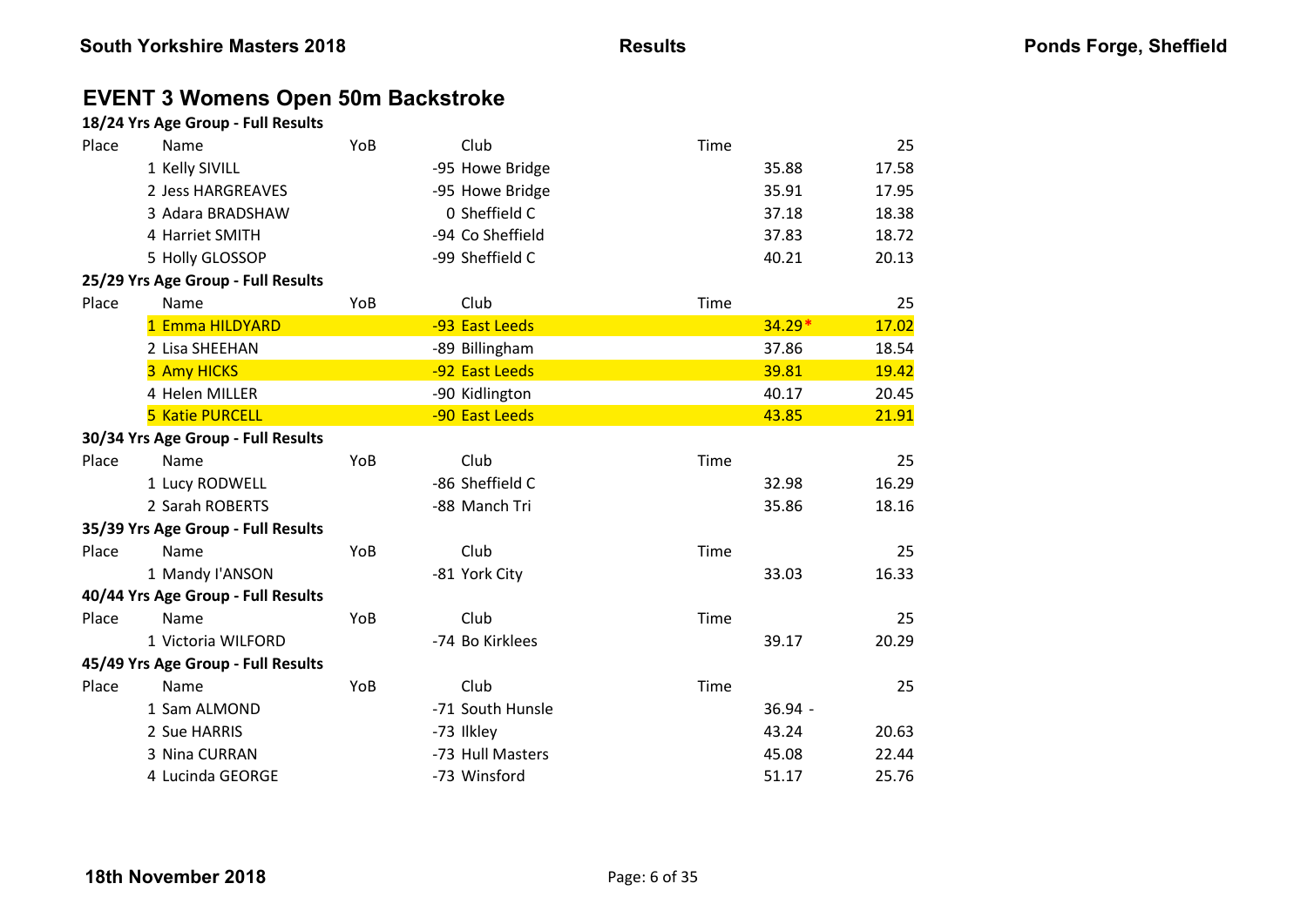## EVENT 3 Womens Open 50m Backstroke

**18/24 Yrs Age Group - Full Results**

| Place | Name | YoB | Club | Time | 25 |
|---|---|---|---|---|---|
| 1 | Kelly SIVILL | -95 | Howe Bridge | 35.88 | 17.58 |
| 2 | Jess HARGREAVES | -95 | Howe Bridge | 35.91 | 17.95 |
| 3 | Adara BRADSHAW | 0 | Sheffield C | 37.18 | 18.38 |
| 4 | Harriet SMITH | -94 | Co Sheffield | 37.83 | 18.72 |
| 5 | Holly GLOSSOP | -99 | Sheffield C | 40.21 | 20.13 |

**25/29 Yrs Age Group - Full Results**

| Place | Name | YoB | Club | Time | 25 |
|---|---|---|---|---|---|
| 1 | Emma HILDYARD | -93 | East Leeds | 34.29* | 17.02 |
| 2 | Lisa SHEEHAN | -89 | Billingham | 37.86 | 18.54 |
| 3 | Amy HICKS | -92 | East Leeds | 39.81 | 19.42 |
| 4 | Helen MILLER | -90 | Kidlington | 40.17 | 20.45 |
| 5 | Katie PURCELL | -90 | East Leeds | 43.85 | 21.91 |

**30/34 Yrs Age Group - Full Results**

| Place | Name | YoB | Club | Time | 25 |
|---|---|---|---|---|---|
| 1 | Lucy RODWELL | -86 | Sheffield C | 32.98 | 16.29 |
| 2 | Sarah ROBERTS | -88 | Manch Tri | 35.86 | 18.16 |

**35/39 Yrs Age Group - Full Results**

| Place | Name | YoB | Club | Time | 25 |
|---|---|---|---|---|---|
| 1 | Mandy I'ANSON | -81 | York City | 33.03 | 16.33 |

**40/44 Yrs Age Group - Full Results**

| Place | Name | YoB | Club | Time | 25 |
|---|---|---|---|---|---|
| 1 | Victoria WILFORD | -74 | Bo Kirklees | 39.17 | 20.29 |

**45/49 Yrs Age Group - Full Results**

| Place | Name | YoB | Club | Time | 25 |
|---|---|---|---|---|---|
| 1 | Sam ALMOND | -71 | South Hunsle | 36.94 - | |
| 2 | Sue HARRIS | -73 | Ilkley | 43.24 | 20.63 |
| 3 | Nina CURRAN | -73 | Hull Masters | 45.08 | 22.44 |
| 4 | Lucinda GEORGE | -73 | Winsford | 51.17 | 25.76 |

**18th November 2018**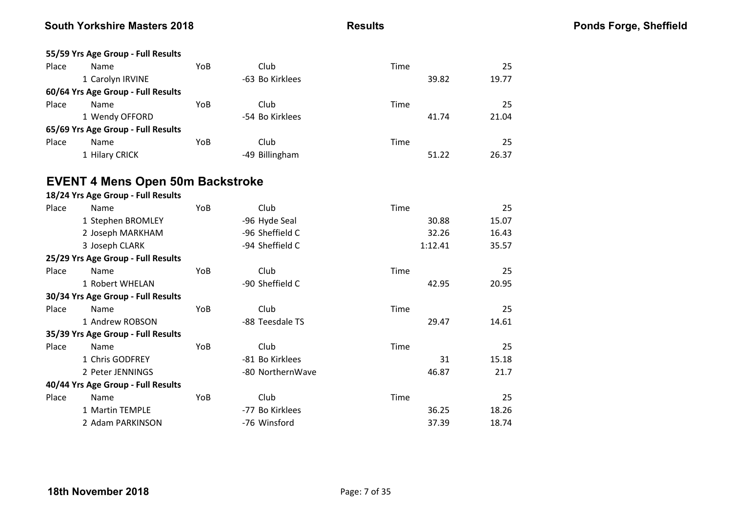**55/59 Yrs Age Group - Full Results**

| Place | Name | YoB | Club | Time | 25 |
|---|---|---|---|---|---|
| 1 | Carolyn IRVINE | -63 | Bo Kirklees | 39.82 | 19.77 |

**60/64 Yrs Age Group - Full Results**

| Place | Name | YoB | Club | Time | 25 |
|---|---|---|---|---|---|
| 1 | Wendy OFFORD | -54 | Bo Kirklees | 41.74 | 21.04 |

**65/69 Yrs Age Group - Full Results**

| Place | Name | YoB | Club | Time | 25 |
|---|---|---|---|---|---|
| 1 | Hilary CRICK | -49 | Billingham | 51.22 | 26.37 |

## EVENT 4 Mens Open 50m Backstroke

**18/24 Yrs Age Group - Full Results**

| Place | Name | YoB | Club | Time | 25 |
|---|---|---|---|---|---|
| 1 | Stephen BROMLEY | -96 | Hyde Seal | 30.88 | 15.07 |
| 2 | Joseph MARKHAM | -96 | Sheffield C | 32.26 | 16.43 |
| 3 | Joseph CLARK | -94 | Sheffield C | 1:12.41 | 35.57 |

**25/29 Yrs Age Group - Full Results**

| Place | Name | YoB | Club | Time | 25 |
|---|---|---|---|---|---|
| 1 | Robert WHELAN | -90 | Sheffield C | 42.95 | 20.95 |

**30/34 Yrs Age Group - Full Results**

| Place | Name | YoB | Club | Time | 25 |
|---|---|---|---|---|---|
| 1 | Andrew ROBSON | -88 | Teesdale TS | 29.47 | 14.61 |

**35/39 Yrs Age Group - Full Results**

| Place | Name | YoB | Club | Time | 25 |
|---|---|---|---|---|---|
| 1 | Chris GODFREY | -81 | Bo Kirklees | 31 | 15.18 |
| 2 | Peter JENNINGS | -80 | NorthernWave | 46.87 | 21.7 |

**40/44 Yrs Age Group - Full Results**

| Place | Name | YoB | Club | Time | 25 |
|---|---|---|---|---|---|
| 1 | Martin TEMPLE | -77 | Bo Kirklees | 36.25 | 18.26 |
| 2 | Adam PARKINSON | -76 | Winsford | 37.39 | 18.74 |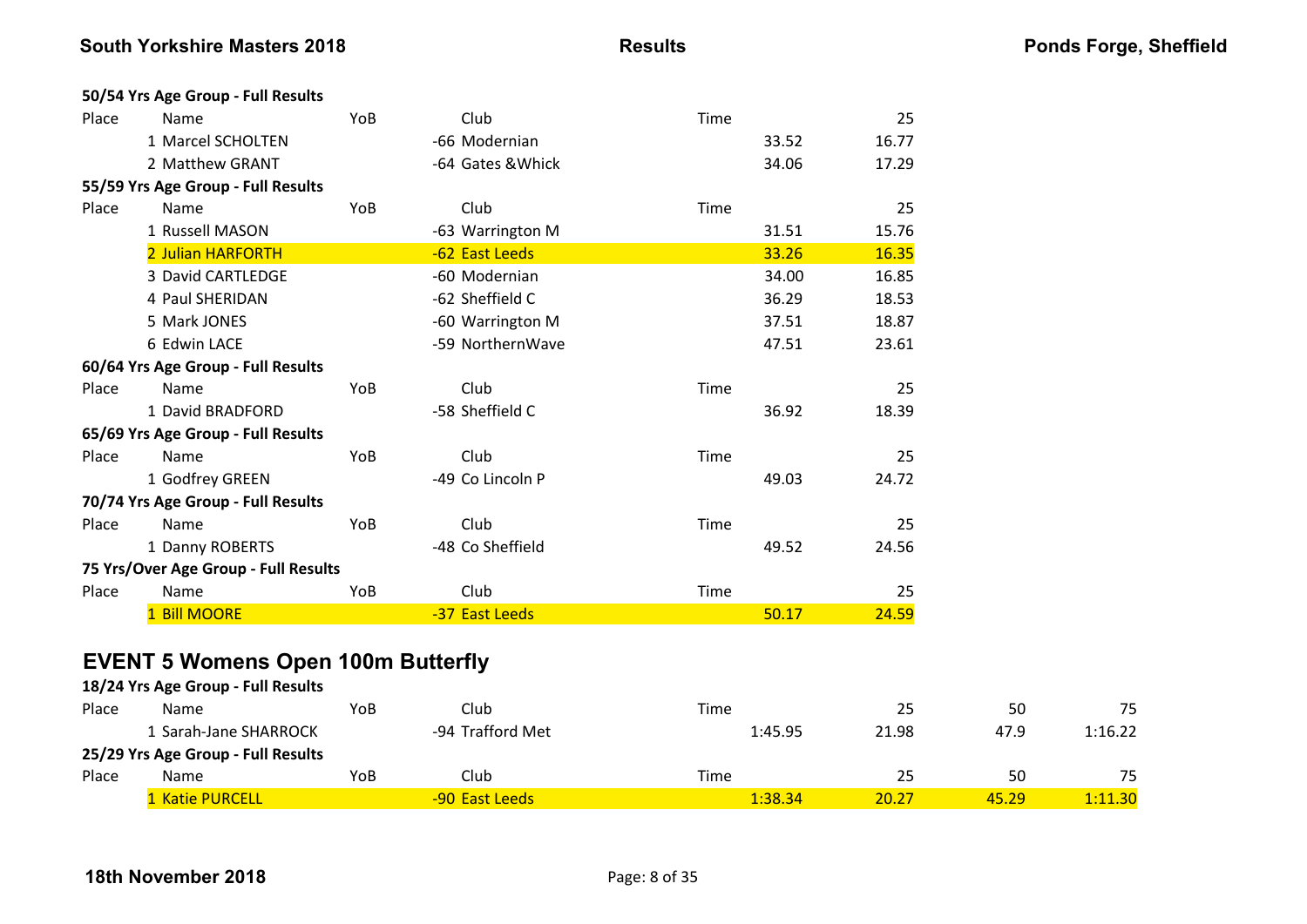**50/54 Yrs Age Group - Full Results**

| Place | Name | YoB | Club | Time | 25 |
|---|---|---|---|---|---|
| 1 | Marcel SCHOLTEN | -66 | Modernian | 33.52 | 16.77 |
| 2 | Matthew GRANT | -64 | Gates &Whick | 34.06 | 17.29 |

**55/59 Yrs Age Group - Full Results**

| Place | Name | YoB | Club | Time | 25 |
|---|---|---|---|---|---|
| 1 | Russell MASON | -63 | Warrington M | 31.51 | 15.76 |
| 2 | Julian HARFORTH | -62 | East Leeds | 33.26 | 16.35 |
| 3 | David CARTLEDGE | -60 | Modernian | 34.00 | 16.85 |
| 4 | Paul SHERIDAN | -62 | Sheffield C | 36.29 | 18.53 |
| 5 | Mark JONES | -60 | Warrington M | 37.51 | 18.87 |
| 6 | Edwin LACE | -59 | NorthernWave | 47.51 | 23.61 |

**60/64 Yrs Age Group - Full Results**

| Place | Name | YoB | Club | Time | 25 |
|---|---|---|---|---|---|
| 1 | David BRADFORD | -58 | Sheffield C | 36.92 | 18.39 |

**65/69 Yrs Age Group - Full Results**

| Place | Name | YoB | Club | Time | 25 |
|---|---|---|---|---|---|
| 1 | Godfrey GREEN | -49 | Co Lincoln P | 49.03 | 24.72 |

**70/74 Yrs Age Group - Full Results**

| Place | Name | YoB | Club | Time | 25 |
|---|---|---|---|---|---|
| 1 | Danny ROBERTS | -48 | Co Sheffield | 49.52 | 24.56 |

**75 Yrs/Over Age Group - Full Results**

| Place | Name | YoB | Club | Time | 25 |
|---|---|---|---|---|---|
| 1 | Bill MOORE | -37 | East Leeds | 50.17 | 24.59 |

## EVENT 5 Womens Open 100m Butterfly

**18/24 Yrs Age Group - Full Results**

| Place | Name | YoB | Club | Time | 25 | 50 | 75 |
|---|---|---|---|---|---|---|---|
| 1 | Sarah-Jane SHARROCK | -94 | Trafford Met | 1:45.95 | 21.98 | 47.9 | 1:16.22 |

**25/29 Yrs Age Group - Full Results**

| Place | Name | YoB | Club | Time | 25 | 50 | 75 |
|---|---|---|---|---|---|---|---|
| 1 | Katie PURCELL | -90 | East Leeds | 1:38.34 | 20.27 | 45.29 | 1:11.30 |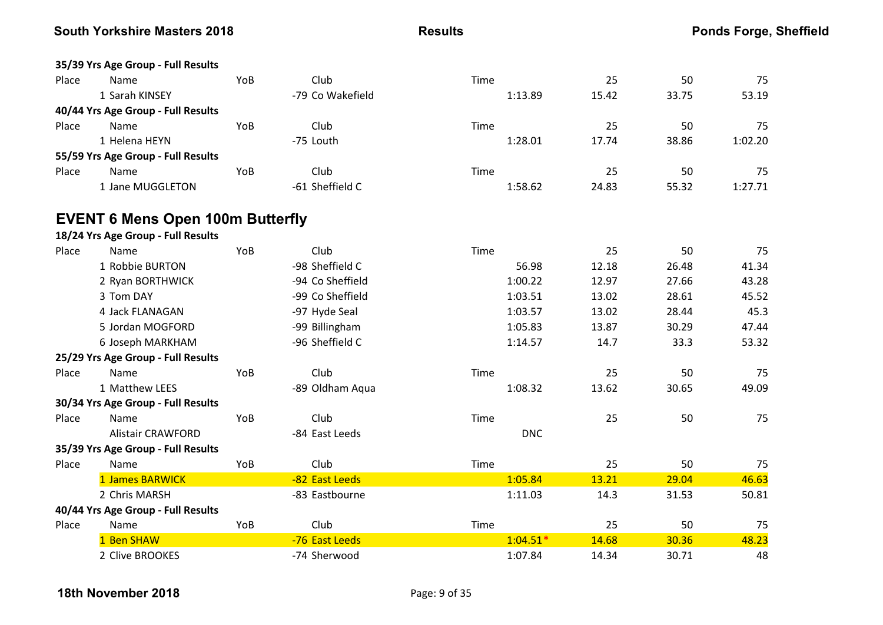**35/39 Yrs Age Group - Full Results**

| Place | Name | YoB | Club | Time | 25 | 50 | 75 |
|---|---|---|---|---|---|---|---|
| 1 | Sarah KINSEY | -79 | Co Wakefield | 1:13.89 | 15.42 | 33.75 | 53.19 |

**40/44 Yrs Age Group - Full Results**

| Place | Name | YoB | Club | Time | 25 | 50 | 75 |
|---|---|---|---|---|---|---|---|
| 1 | Helena HEYN | -75 | Louth | 1:28.01 | 17.74 | 38.86 | 1:02.20 |

**55/59 Yrs Age Group - Full Results**

| Place | Name | YoB | Club | Time | 25 | 50 | 75 |
|---|---|---|---|---|---|---|---|
| 1 | Jane MUGGLETON | -61 | Sheffield C | 1:58.62 | 24.83 | 55.32 | 1:27.71 |

## EVENT 6 Mens Open 100m Butterfly

**18/24 Yrs Age Group - Full Results**

| Place | Name | YoB | Club | Time | 25 | 50 | 75 |
|---|---|---|---|---|---|---|---|
| 1 | Robbie BURTON | -98 | Sheffield C | 56.98 | 12.18 | 26.48 | 41.34 |
| 2 | Ryan BORTHWICK | -94 | Co Sheffield | 1:00.22 | 12.97 | 27.66 | 43.28 |
| 3 | Tom DAY | -99 | Co Sheffield | 1:03.51 | 13.02 | 28.61 | 45.52 |
| 4 | Jack FLANAGAN | -97 | Hyde Seal | 1:03.57 | 13.02 | 28.44 | 45.3 |
| 5 | Jordan MOGFORD | -99 | Billingham | 1:05.83 | 13.87 | 30.29 | 47.44 |
| 6 | Joseph MARKHAM | -96 | Sheffield C | 1:14.57 | 14.7 | 33.3 | 53.32 |

**25/29 Yrs Age Group - Full Results**

| Place | Name | YoB | Club | Time | 25 | 50 | 75 |
|---|---|---|---|---|---|---|---|
| 1 | Matthew LEES | -89 | Oldham Aqua | 1:08.32 | 13.62 | 30.65 | 49.09 |

**30/34 Yrs Age Group - Full Results**

| Place | Name | YoB | Club | Time | 25 | 50 | 75 |
|---|---|---|---|---|---|---|---|
| | Alistair CRAWFORD | -84 | East Leeds | DNC | | | |

**35/39 Yrs Age Group - Full Results**

| Place | Name | YoB | Club | Time | 25 | 50 | 75 |
|---|---|---|---|---|---|---|---|
| 1 | James BARWICK | -82 | East Leeds | 1:05.84 | 13.21 | 29.04 | 46.63 |
| 2 | Chris MARSH | -83 | Eastbourne | 1:11.03 | 14.3 | 31.53 | 50.81 |

**40/44 Yrs Age Group - Full Results**

| Place | Name | YoB | Club | Time | 25 | 50 | 75 |
|---|---|---|---|---|---|---|---|
| 1 | Ben SHAW | -76 | East Leeds | 1:04.51* | 14.68 | 30.36 | 48.23 |
| 2 | Clive BROOKES | -74 | Sherwood | 1:07.84 | 14.34 | 30.71 | 48 |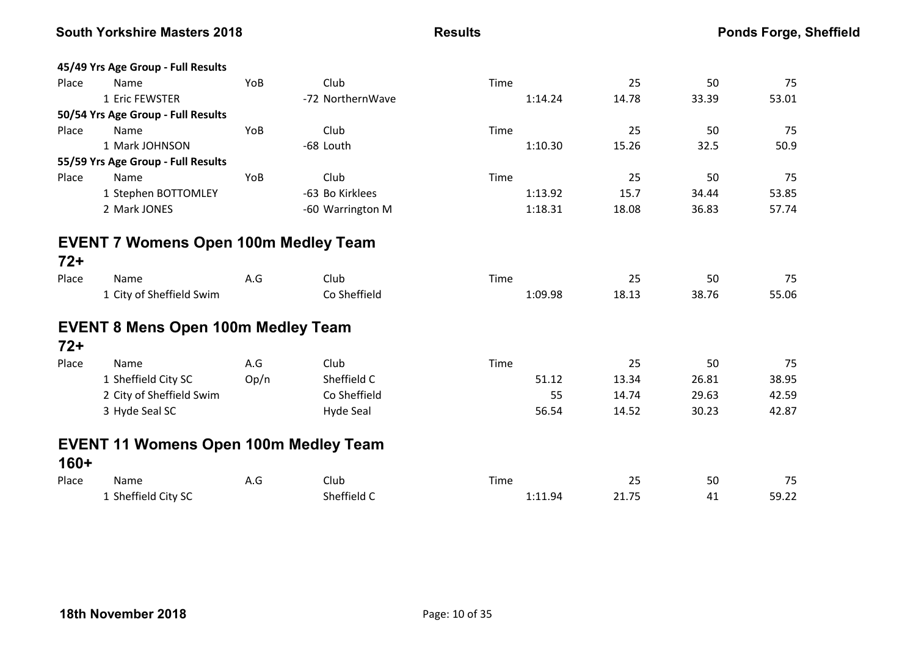**45/49 Yrs Age Group - Full Results**

| Place | Name | YoB | Club | Time | 25 | 50 | 75 |
|---|---|---|---|---|---|---|---|
| 1 | Eric FEWSTER | -72 | NorthernWave | 1:14.24 | 14.78 | 33.39 | 53.01 |

**50/54 Yrs Age Group - Full Results**

| Place | Name | YoB | Club | Time | 25 | 50 | 75 |
|---|---|---|---|---|---|---|---|
| 1 | Mark JOHNSON | -68 | Louth | 1:10.30 | 15.26 | 32.5 | 50.9 |

**55/59 Yrs Age Group - Full Results**

| Place | Name | YoB | Club | Time | 25 | 50 | 75 |
|---|---|---|---|---|---|---|---|
| 1 | Stephen BOTTOMLEY | -63 | Bo Kirklees | 1:13.92 | 15.7 | 34.44 | 53.85 |
| 2 | Mark JONES | -60 | Warrington M | 1:18.31 | 18.08 | 36.83 | 57.74 |

## EVENT 7 Womens Open 100m Medley Team

### 72+

| Place | Name | A.G | Club | Time | 25 | 50 | 75 |
|---|---|---|---|---|---|---|---|
| 1 | City of Sheffield Swim | | Co Sheffield | 1:09.98 | 18.13 | 38.76 | 55.06 |

## EVENT 8 Mens Open 100m Medley Team

### 72+

| Place | Name | A.G | Club | Time | 25 | 50 | 75 |
|---|---|---|---|---|---|---|---|
| 1 | Sheffield City SC | Op/n | Sheffield C | 51.12 | 13.34 | 26.81 | 38.95 |
| 2 | City of Sheffield Swim | | Co Sheffield | 55 | 14.74 | 29.63 | 42.59 |
| 3 | Hyde Seal SC | | Hyde Seal | 56.54 | 14.52 | 30.23 | 42.87 |

## EVENT 11 Womens Open 100m Medley Team

### 160+

| Place | Name | A.G | Club | Time | 25 | 50 | 75 |
|---|---|---|---|---|---|---|---|
| 1 | Sheffield City SC | | Sheffield C | 1:11.94 | 21.75 | 41 | 59.22 |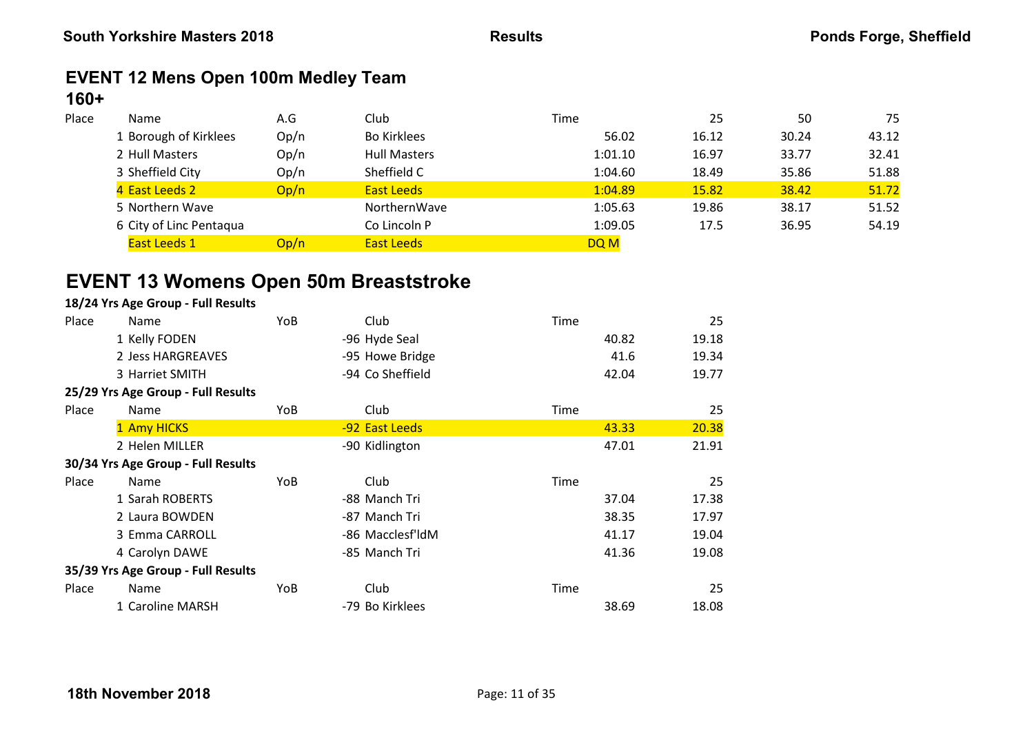## EVENT 12 Mens Open 100m Medley Team

### 160+

| Place | Name | A.G | Club | Time | 25 | 50 | 75 |
|---|---|---|---|---|---|---|---|
| 1 | Borough of Kirklees | Op/n | Bo Kirklees | 56.02 | 16.12 | 30.24 | 43.12 |
| 2 | Hull Masters | Op/n | Hull Masters | 1:01.10 | 16.97 | 33.77 | 32.41 |
| 3 | Sheffield City | Op/n | Sheffield C | 1:04.60 | 18.49 | 35.86 | 51.88 |
| 4 | East Leeds 2 | Op/n | East Leeds | 1:04.89 | 15.82 | 38.42 | 51.72 |
| 5 | Northern Wave | | NorthernWave | 1:05.63 | 19.86 | 38.17 | 51.52 |
| 6 | City of Linc Pentaqua | | Co Lincoln P | 1:09.05 | 17.5 | 36.95 | 54.19 |
| | East Leeds 1 | Op/n | East Leeds | DQ M | | | |

## EVENT 13 Womens Open 50m Breaststroke

**18/24 Yrs Age Group - Full Results**

| Place | Name | YoB | Club | Time | 25 |
|---|---|---|---|---|---|
| 1 | Kelly FODEN | -96 | Hyde Seal | 40.82 | 19.18 |
| 2 | Jess HARGREAVES | -95 | Howe Bridge | 41.6 | 19.34 |
| 3 | Harriet SMITH | -94 | Co Sheffield | 42.04 | 19.77 |

**25/29 Yrs Age Group - Full Results**

| Place | Name | YoB | Club | Time | 25 |
|---|---|---|---|---|---|
| 1 | Amy HICKS | -92 | East Leeds | 43.33 | 20.38 |
| 2 | Helen MILLER | -90 | Kidlington | 47.01 | 21.91 |

**30/34 Yrs Age Group - Full Results**

| Place | Name | YoB | Club | Time | 25 |
|---|---|---|---|---|---|
| 1 | Sarah ROBERTS | -88 | Manch Tri | 37.04 | 17.38 |
| 2 | Laura BOWDEN | -87 | Manch Tri | 38.35 | 17.97 |
| 3 | Emma CARROLL | -86 | Macclesf'ldM | 41.17 | 19.04 |
| 4 | Carolyn DAWE | -85 | Manch Tri | 41.36 | 19.08 |

**35/39 Yrs Age Group - Full Results**

| Place | Name | YoB | Club | Time | 25 |
|---|---|---|---|---|---|
| 1 | Caroline MARSH | -79 | Bo Kirklees | 38.69 | 18.08 |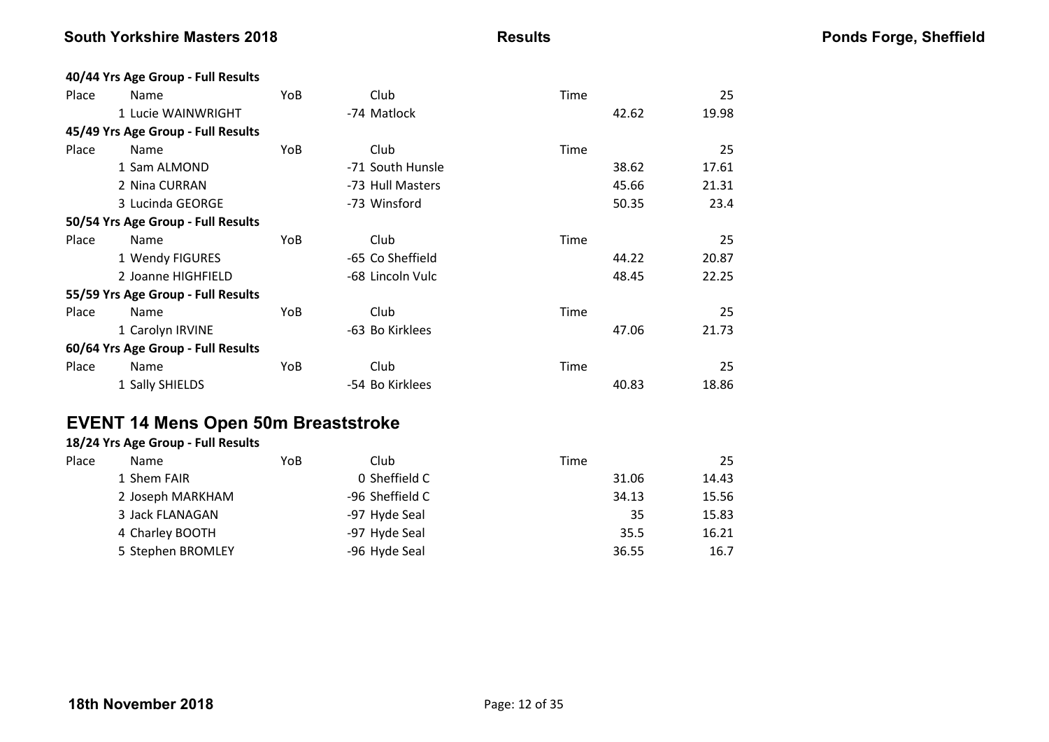**40/44 Yrs Age Group - Full Results**

| Place | Name | YoB | Club | Time | 25 |
|---|---|---|---|---|---|
| 1 | Lucie WAINWRIGHT | -74 | Matlock | 42.62 | 19.98 |

**45/49 Yrs Age Group - Full Results**

| Place | Name | YoB | Club | Time | 25 |
|---|---|---|---|---|---|
| 1 | Sam ALMOND | -71 | South Hunsle | 38.62 | 17.61 |
| 2 | Nina CURRAN | -73 | Hull Masters | 45.66 | 21.31 |
| 3 | Lucinda GEORGE | -73 | Winsford | 50.35 | 23.4 |

**50/54 Yrs Age Group - Full Results**

| Place | Name | YoB | Club | Time | 25 |
|---|---|---|---|---|---|
| 1 | Wendy FIGURES | -65 | Co Sheffield | 44.22 | 20.87 |
| 2 | Joanne HIGHFIELD | -68 | Lincoln Vulc | 48.45 | 22.25 |

**55/59 Yrs Age Group - Full Results**

| Place | Name | YoB | Club | Time | 25 |
|---|---|---|---|---|---|
| 1 | Carolyn IRVINE | -63 | Bo Kirklees | 47.06 | 21.73 |

**60/64 Yrs Age Group - Full Results**

| Place | Name | YoB | Club | Time | 25 |
|---|---|---|---|---|---|
| 1 | Sally SHIELDS | -54 | Bo Kirklees | 40.83 | 18.86 |

## EVENT 14 Mens Open 50m Breaststroke

**18/24 Yrs Age Group - Full Results**

| Place | Name | YoB | Club | Time | 25 |
|---|---|---|---|---|---|
| 1 | Shem FAIR | 0 | Sheffield C | 31.06 | 14.43 |
| 2 | Joseph MARKHAM | -96 | Sheffield C | 34.13 | 15.56 |
| 3 | Jack FLANAGAN | -97 | Hyde Seal | 35 | 15.83 |
| 4 | Charley BOOTH | -97 | Hyde Seal | 35.5 | 16.21 |
| 5 | Stephen BROMLEY | -96 | Hyde Seal | 36.55 | 16.7 |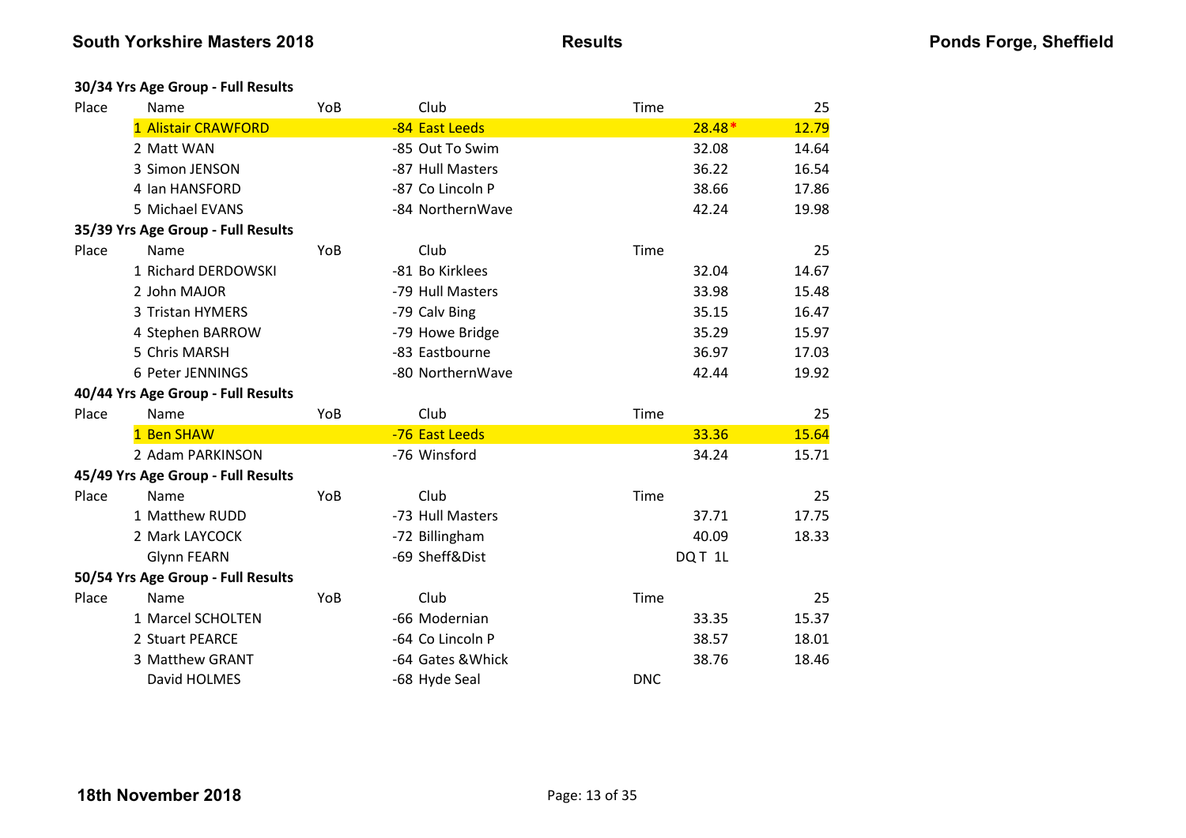### 30/34 Yrs Age Group - Full Results

| Place | Name | YoB | Club | Time | 25 |
|---|---|---|---|---|---|
| 1 | Alistair CRAWFORD | -84 | East Leeds | 28.48* | 12.79 |
| 2 | Matt WAN | -85 | Out To Swim | 32.08 | 14.64 |
| 3 | Simon JENSON | -87 | Hull Masters | 36.22 | 16.54 |
| 4 | Ian HANSFORD | -87 | Co Lincoln P | 38.66 | 17.86 |
| 5 | Michael EVANS | -84 | NorthernWave | 42.24 | 19.98 |

### 35/39 Yrs Age Group - Full Results

| Place | Name | YoB | Club | Time | 25 |
|---|---|---|---|---|---|
| 1 | Richard DERDOWSKI | -81 | Bo Kirklees | 32.04 | 14.67 |
| 2 | John MAJOR | -79 | Hull Masters | 33.98 | 15.48 |
| 3 | Tristan HYMERS | -79 | Calv Bing | 35.15 | 16.47 |
| 4 | Stephen BARROW | -79 | Howe Bridge | 35.29 | 15.97 |
| 5 | Chris MARSH | -83 | Eastbourne | 36.97 | 17.03 |
| 6 | Peter JENNINGS | -80 | NorthernWave | 42.44 | 19.92 |

### 40/44 Yrs Age Group - Full Results

| Place | Name | YoB | Club | Time | 25 |
|---|---|---|---|---|---|
| 1 | Ben SHAW | -76 | East Leeds | 33.36 | 15.64 |
| 2 | Adam PARKINSON | -76 | Winsford | 34.24 | 15.71 |

### 45/49 Yrs Age Group - Full Results

| Place | Name | YoB | Club | Time | 25 |
|---|---|---|---|---|---|
| 1 | Matthew RUDD | -73 | Hull Masters | 37.71 | 17.75 |
| 2 | Mark LAYCOCK | -72 | Billingham | 40.09 | 18.33 |
| | Glynn FEARN | -69 | Sheff&Dist | DQ T 1L | |

### 50/54 Yrs Age Group - Full Results

| Place | Name | YoB | Club | Time | 25 |
|---|---|---|---|---|---|
| 1 | Marcel SCHOLTEN | -66 | Modernian | 33.35 | 15.37 |
| 2 | Stuart PEARCE | -64 | Co Lincoln P | 38.57 | 18.01 |
| 3 | Matthew GRANT | -64 | Gates &Whick | 38.76 | 18.46 |
| | David HOLMES | -68 | Hyde Seal | DNC | |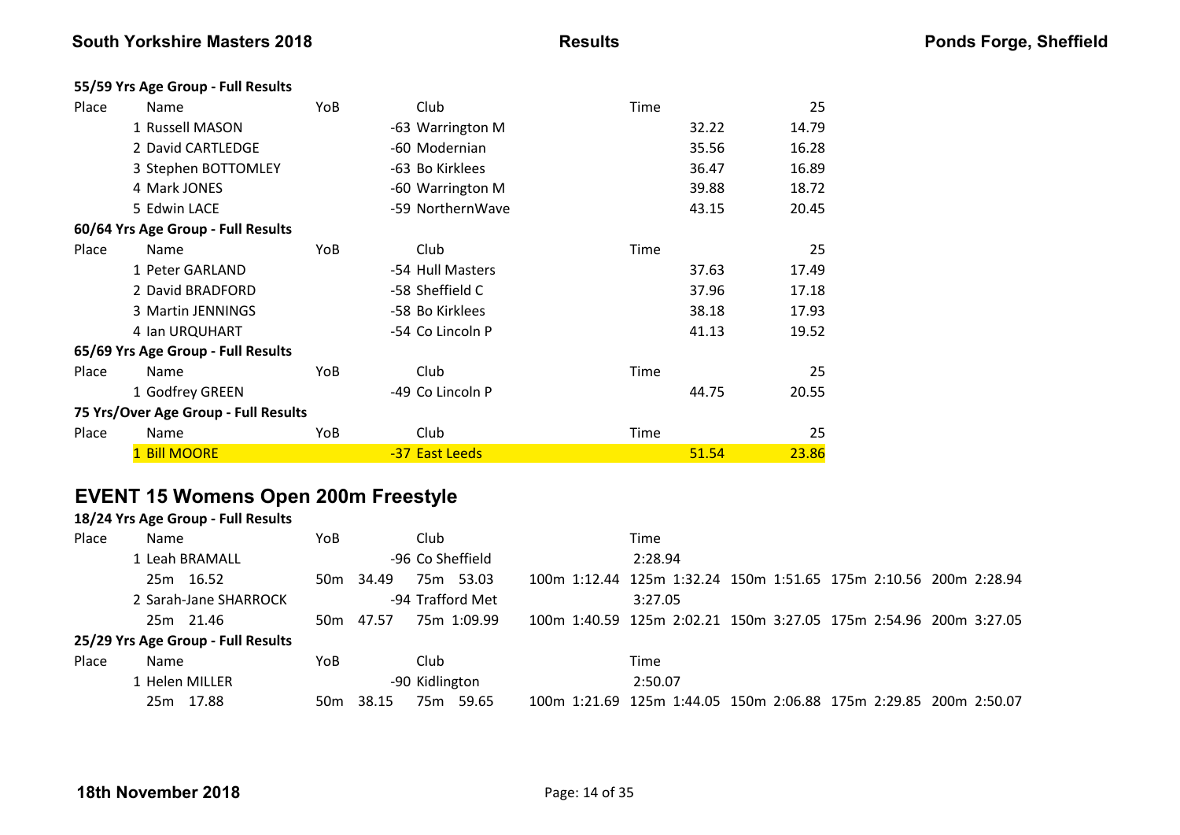**55/59 Yrs Age Group - Full Results**

| Place | Name | YoB | Club | Time | 25 |
|---|---|---|---|---|---|
| 1 | Russell MASON | -63 | Warrington M | 32.22 | 14.79 |
| 2 | David CARTLEDGE | -60 | Modernian | 35.56 | 16.28 |
| 3 | Stephen BOTTOMLEY | -63 | Bo Kirklees | 36.47 | 16.89 |
| 4 | Mark JONES | -60 | Warrington M | 39.88 | 18.72 |
| 5 | Edwin LACE | -59 | NorthernWave | 43.15 | 20.45 |

**60/64 Yrs Age Group - Full Results**

| Place | Name | YoB | Club | Time | 25 |
|---|---|---|---|---|---|
| 1 | Peter GARLAND | -54 | Hull Masters | 37.63 | 17.49 |
| 2 | David BRADFORD | -58 | Sheffield C | 37.96 | 17.18 |
| 3 | Martin JENNINGS | -58 | Bo Kirklees | 38.18 | 17.93 |
| 4 | Ian URQUHART | -54 | Co Lincoln P | 41.13 | 19.52 |

**65/69 Yrs Age Group - Full Results**

| Place | Name | YoB | Club | Time | 25 |
|---|---|---|---|---|---|
| 1 | Godfrey GREEN | -49 | Co Lincoln P | 44.75 | 20.55 |

**75 Yrs/Over Age Group - Full Results**

| Place | Name | YoB | Club | Time | 25 |
|---|---|---|---|---|---|
| 1 | Bill MOORE | -37 | East Leeds | 51.54 | 23.86 |

## EVENT 15 Womens Open 200m Freestyle

**18/24 Yrs Age Group - Full Results**

| Place | Name | YoB | Club | Time |
|---|---|---|---|---|
| 1 | Leah BRAMALL | -96 | Co Sheffield | 2:28.94 |
| | 25m 16.52 | 50m 34.49 | 75m 53.03 | 100m 1:12.44 125m 1:32.24 150m 1:51.65 175m 2:10.56 200m 2:28.94 |
| 2 | Sarah-Jane SHARROCK | -94 | Trafford Met | 3:27.05 |
| | 25m 21.46 | 50m 47.57 | 75m 1:09.99 | 100m 1:40.59 125m 2:02.21 150m 3:27.05 175m 2:54.96 200m 3:27.05 |

**25/29 Yrs Age Group - Full Results**

| Place | Name | YoB | Club | Time |
|---|---|---|---|---|
| 1 | Helen MILLER | -90 | Kidlington | 2:50.07 |
| | 25m 17.88 | 50m 38.15 | 75m 59.65 | 100m 1:21.69 125m 1:44.05 150m 2:06.88 175m 2:29.85 200m 2:50.07 |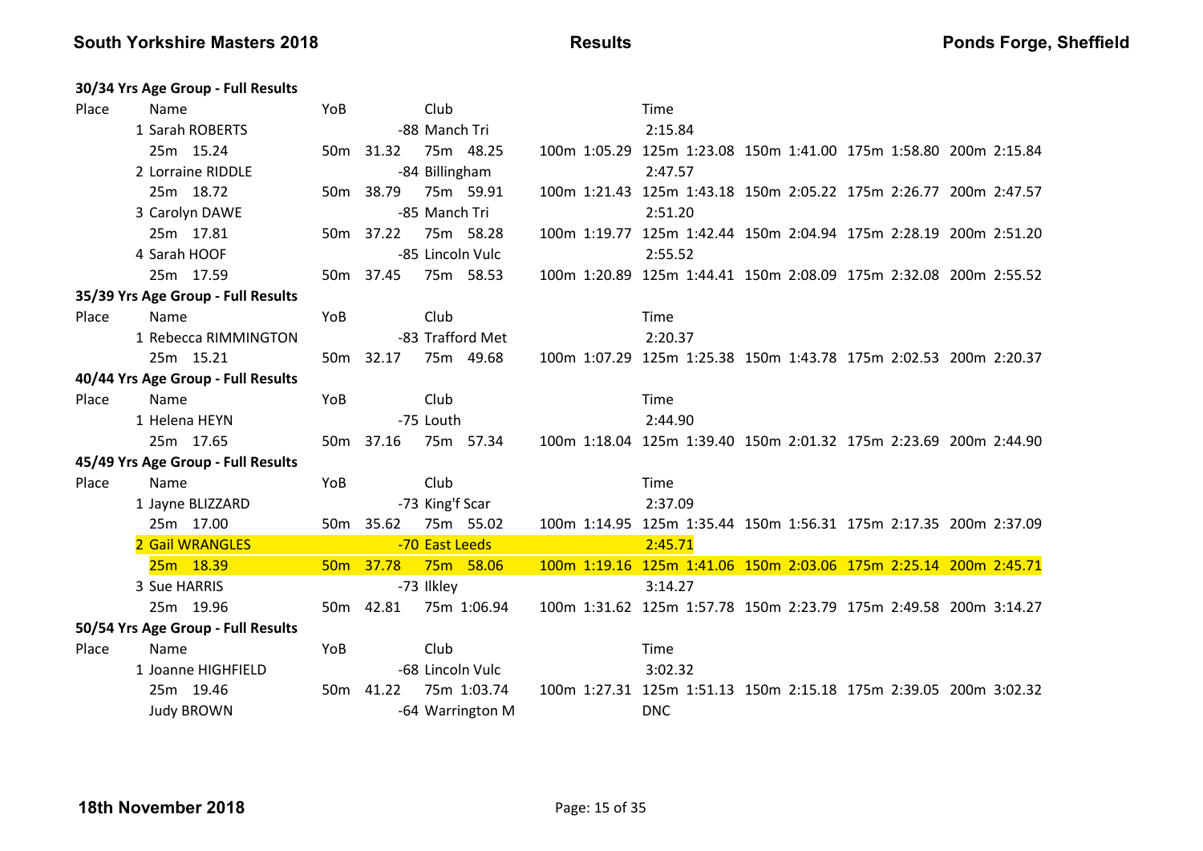**South Yorkshire Masters 2018** — **Results** — **Ponds Forge, Sheffield**

**30/34 Yrs Age Group - Full Results**

| Place | Name | YoB | Club | Time |
|---|---|---|---|---|
| 1 | Sarah ROBERTS | -88 | Manch Tri | 2:15.84 |
| | 25m 15.24 · 50m 31.32 · 75m 48.25 · 100m 1:05.29 · 125m 1:23.08 · 150m 1:41.00 · 175m 1:58.80 · 200m 2:15.84 | | | |
| 2 | Lorraine RIDDLE | -84 | Billingham | 2:47.57 |
| | 25m 18.72 · 50m 38.79 · 75m 59.91 · 100m 1:21.43 · 125m 1:43.18 · 150m 2:05.22 · 175m 2:26.77 · 200m 2:47.57 | | | |
| 3 | Carolyn DAWE | -85 | Manch Tri | 2:51.20 |
| | 25m 17.81 · 50m 37.22 · 75m 58.28 · 100m 1:19.77 · 125m 1:42.44 · 150m 2:04.94 · 175m 2:28.19 · 200m 2:51.20 | | | |
| 4 | Sarah HOOF | -85 | Lincoln Vulc | 2:55.52 |
| | 25m 17.59 · 50m 37.45 · 75m 58.53 · 100m 1:20.89 · 125m 1:44.41 · 150m 2:08.09 · 175m 2:32.08 · 200m 2:55.52 | | | |

**35/39 Yrs Age Group - Full Results**

| Place | Name | YoB | Club | Time |
|---|---|---|---|---|
| 1 | Rebecca RIMMINGTON | -83 | Trafford Met | 2:20.37 |
| | 25m 15.21 · 50m 32.17 · 75m 49.68 · 100m 1:07.29 · 125m 1:25.38 · 150m 1:43.78 · 175m 2:02.53 · 200m 2:20.37 | | | |

**40/44 Yrs Age Group - Full Results**

| Place | Name | YoB | Club | Time |
|---|---|---|---|---|
| 1 | Helena HEYN | -75 | Louth | 2:44.90 |
| | 25m 17.65 · 50m 37.16 · 75m 57.34 · 100m 1:18.04 · 125m 1:39.40 · 150m 2:01.32 · 175m 2:23.69 · 200m 2:44.90 | | | |

**45/49 Yrs Age Group - Full Results**

| Place | Name | YoB | Club | Time |
|---|---|---|---|---|
| 1 | Jayne BLIZZARD | -73 | King'f Scar | 2:37.09 |
| | 25m 17.00 · 50m 35.62 · 75m 55.02 · 100m 1:14.95 · 125m 1:35.44 · 150m 1:56.31 · 175m 2:17.35 · 200m 2:37.09 | | | |
| 2 | Gail WRANGLES | -70 | East Leeds | 2:45.71 |
| | 25m 18.39 · 50m 37.78 · 75m 58.06 · 100m 1:19.16 · 125m 1:41.06 · 150m 2:03.06 · 175m 2:25.14 · 200m 2:45.71 | | | |
| 3 | Sue HARRIS | -73 | Ilkley | 3:14.27 |
| | 25m 19.96 · 50m 42.81 · 75m 1:06.94 · 100m 1:31.62 · 125m 1:57.78 · 150m 2:23.79 · 175m 2:49.58 · 200m 3:14.27 | | | |

**50/54 Yrs Age Group - Full Results**

| Place | Name | YoB | Club | Time |
|---|---|---|---|---|
| 1 | Joanne HIGHFIELD | -68 | Lincoln Vulc | 3:02.32 |
| | 25m 19.46 · 50m 41.22 · 75m 1:03.74 · 100m 1:27.31 · 125m 1:51.13 · 150m 2:15.18 · 175m 2:39.05 · 200m 3:02.32 | | | |
| | Judy BROWN | -64 | Warrington M | DNC |

**18th November 2018**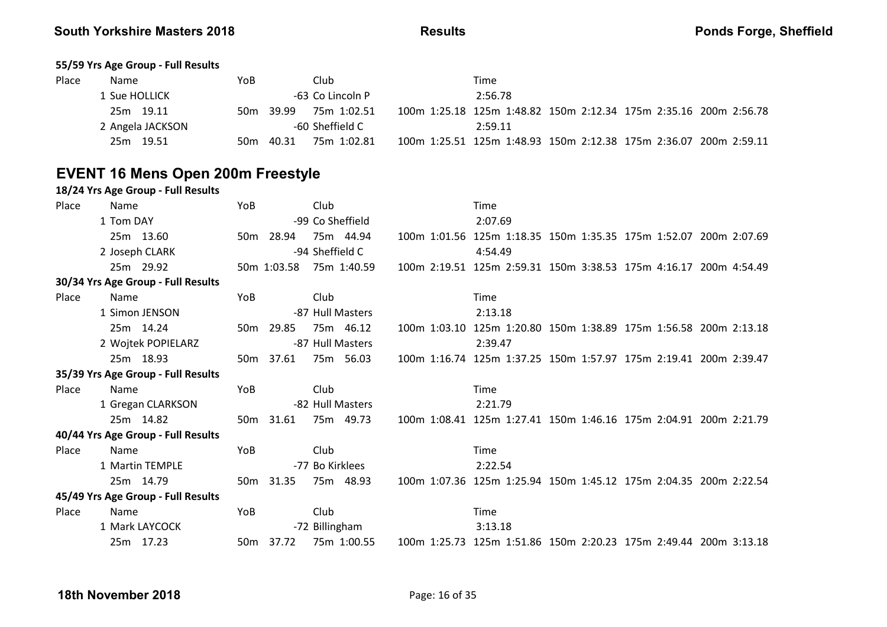**55/59 Yrs Age Group - Full Results**

| Place | Name | YoB | Club | Time |
|---|---|---|---|---|
| 1 | Sue HOLLICK | -63 | Co Lincoln P | 2:56.78 |
| | 25m 19.11 | 50m 39.99 | 75m 1:02.51 | 100m 1:25.18 125m 1:48.82 150m 2:12.34 175m 2:35.16 200m 2:56.78 |
| 2 | Angela JACKSON | -60 | Sheffield C | 2:59.11 |
| | 25m 19.51 | 50m 40.31 | 75m 1:02.81 | 100m 1:25.51 125m 1:48.93 150m 2:12.38 175m 2:36.07 200m 2:59.11 |

## EVENT 16 Mens Open 200m Freestyle

**18/24 Yrs Age Group - Full Results**

| Place | Name | YoB | Club | Time |
|---|---|---|---|---|
| 1 | Tom DAY | -99 | Co Sheffield | 2:07.69 |
| | 25m 13.60 | 50m 28.94 | 75m 44.94 | 100m 1:01.56 125m 1:18.35 150m 1:35.35 175m 1:52.07 200m 2:07.69 |
| 2 | Joseph CLARK | -94 | Sheffield C | 4:54.49 |
| | 25m 29.92 | 50m 1:03.58 | 75m 1:40.59 | 100m 2:19.51 125m 2:59.31 150m 3:38.53 175m 4:16.17 200m 4:54.49 |

**30/34 Yrs Age Group - Full Results**

| Place | Name | YoB | Club | Time |
|---|---|---|---|---|
| 1 | Simon JENSON | -87 | Hull Masters | 2:13.18 |
| | 25m 14.24 | 50m 29.85 | 75m 46.12 | 100m 1:03.10 125m 1:20.80 150m 1:38.89 175m 1:56.58 200m 2:13.18 |
| 2 | Wojtek POPIELARZ | -87 | Hull Masters | 2:39.47 |
| | 25m 18.93 | 50m 37.61 | 75m 56.03 | 100m 1:16.74 125m 1:37.25 150m 1:57.97 175m 2:19.41 200m 2:39.47 |

**35/39 Yrs Age Group - Full Results**

| Place | Name | YoB | Club | Time |
|---|---|---|---|---|
| 1 | Gregan CLARKSON | -82 | Hull Masters | 2:21.79 |
| | 25m 14.82 | 50m 31.61 | 75m 49.73 | 100m 1:08.41 125m 1:27.41 150m 1:46.16 175m 2:04.91 200m 2:21.79 |

**40/44 Yrs Age Group - Full Results**

| Place | Name | YoB | Club | Time |
|---|---|---|---|---|
| 1 | Martin TEMPLE | -77 | Bo Kirklees | 2:22.54 |
| | 25m 14.79 | 50m 31.35 | 75m 48.93 | 100m 1:07.36 125m 1:25.94 150m 1:45.12 175m 2:04.35 200m 2:22.54 |

**45/49 Yrs Age Group - Full Results**

| Place | Name | YoB | Club | Time |
|---|---|---|---|---|
| 1 | Mark LAYCOCK | -72 | Billingham | 3:13.18 |
| | 25m 17.23 | 50m 37.72 | 75m 1:00.55 | 100m 1:25.73 125m 1:51.86 150m 2:20.23 175m 2:49.44 200m 3:13.18 |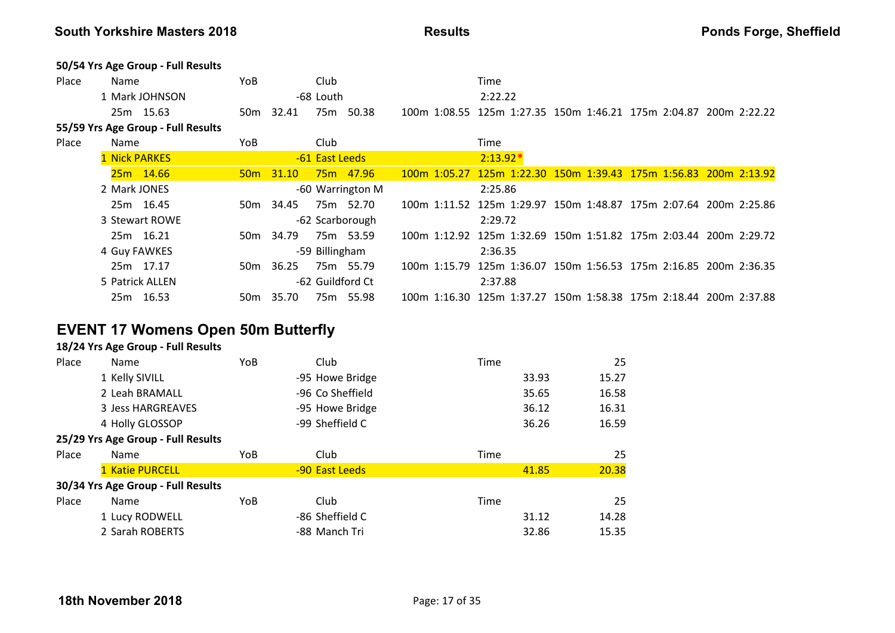**50/54 Yrs Age Group - Full Results**

| Place | Name | YoB | Club | Time |
|---|---|---|---|---|
| 1 | Mark JOHNSON | -68 | Louth | 2:22.22 |
| | 25m 15.63 | 50m 32.41 | 75m 50.38 | 100m 1:08.55 125m 1:27.35 150m 1:46.21 175m 2:04.87 200m 2:22.22 |

**55/59 Yrs Age Group - Full Results**

| Place | Name | YoB | Club | Time |
|---|---|---|---|---|
| 1 | Nick PARKES | -61 | East Leeds | 2:13.92* |
| | 25m 14.66 | 50m 31.10 | 75m 47.96 | 100m 1:05.27 125m 1:22.30 150m 1:39.43 175m 1:56.83 200m 2:13.92 |
| 2 | Mark JONES | -60 | Warrington M | 2:25.86 |
| | 25m 16.45 | 50m 34.45 | 75m 52.70 | 100m 1:11.52 125m 1:29.97 150m 1:48.87 175m 2:07.64 200m 2:25.86 |
| 3 | Stewart ROWE | -62 | Scarborough | 2:29.72 |
| | 25m 16.21 | 50m 34.79 | 75m 53.59 | 100m 1:12.92 125m 1:32.69 150m 1:51.82 175m 2:03.44 200m 2:29.72 |
| 4 | Guy FAWKES | -59 | Billingham | 2:36.35 |
| | 25m 17.17 | 50m 36.25 | 75m 55.79 | 100m 1:15.79 125m 1:36.07 150m 1:56.53 175m 2:16.85 200m 2:36.35 |
| 5 | Patrick ALLEN | -62 | Guildford Ct | 2:37.88 |
| | 25m 16.53 | 50m 35.70 | 75m 55.98 | 100m 1:16.30 125m 1:37.27 150m 1:58.38 175m 2:18.44 200m 2:37.88 |

## EVENT 17 Womens Open 50m Butterfly

**18/24 Yrs Age Group - Full Results**

| Place | Name | YoB | Club | Time | 25 |
|---|---|---|---|---|---|
| 1 | Kelly SIVILL | -95 | Howe Bridge | 33.93 | 15.27 |
| 2 | Leah BRAMALL | -96 | Co Sheffield | 35.65 | 16.58 |
| 3 | Jess HARGREAVES | -95 | Howe Bridge | 36.12 | 16.31 |
| 4 | Holly GLOSSOP | -99 | Sheffield C | 36.26 | 16.59 |

**25/29 Yrs Age Group - Full Results**

| Place | Name | YoB | Club | Time | 25 |
|---|---|---|---|---|---|
| 1 | Katie PURCELL | -90 | East Leeds | 41.85 | 20.38 |

**30/34 Yrs Age Group - Full Results**

| Place | Name | YoB | Club | Time | 25 |
|---|---|---|---|---|---|
| 1 | Lucy RODWELL | -86 | Sheffield C | 31.12 | 14.28 |
| 2 | Sarah ROBERTS | -88 | Manch Tri | 32.86 | 15.35 |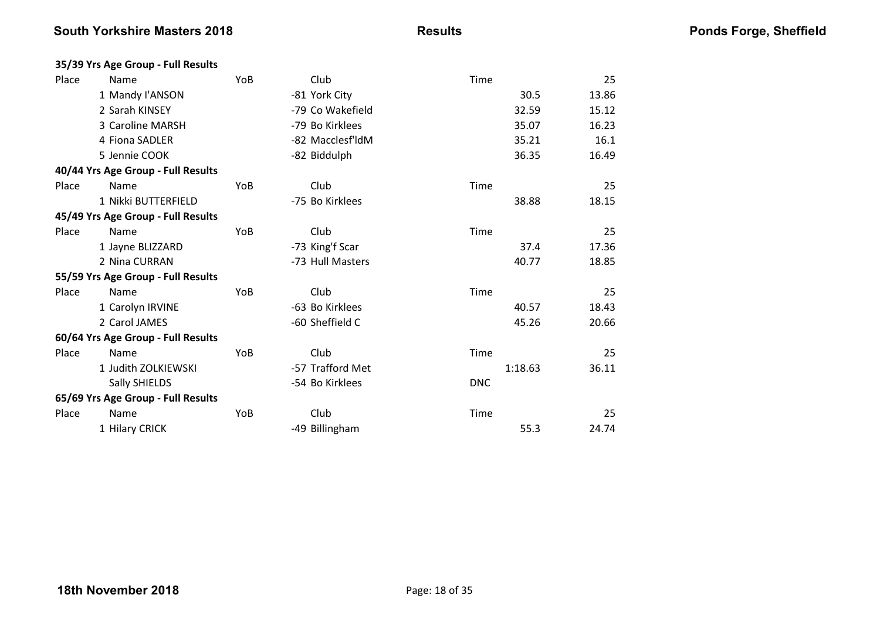### 35/39 Yrs Age Group - Full Results

| Place | Name | YoB | Club | Time | 25 |
|---|---|---|---|---|---|
| 1 | Mandy I'ANSON | -81 | York City | 30.5 | 13.86 |
| 2 | Sarah KINSEY | -79 | Co Wakefield | 32.59 | 15.12 |
| 3 | Caroline MARSH | -79 | Bo Kirklees | 35.07 | 16.23 |
| 4 | Fiona SADLER | -82 | Macclesf'ldM | 35.21 | 16.1 |
| 5 | Jennie COOK | -82 | Biddulph | 36.35 | 16.49 |

### 40/44 Yrs Age Group - Full Results

| Place | Name | YoB | Club | Time | 25 |
|---|---|---|---|---|---|
| 1 | Nikki BUTTERFIELD | -75 | Bo Kirklees | 38.88 | 18.15 |

### 45/49 Yrs Age Group - Full Results

| Place | Name | YoB | Club | Time | 25 |
|---|---|---|---|---|---|
| 1 | Jayne BLIZZARD | -73 | King'f Scar | 37.4 | 17.36 |
| 2 | Nina CURRAN | -73 | Hull Masters | 40.77 | 18.85 |

### 55/59 Yrs Age Group - Full Results

| Place | Name | YoB | Club | Time | 25 |
|---|---|---|---|---|---|
| 1 | Carolyn IRVINE | -63 | Bo Kirklees | 40.57 | 18.43 |
| 2 | Carol JAMES | -60 | Sheffield C | 45.26 | 20.66 |

### 60/64 Yrs Age Group - Full Results

| Place | Name | YoB | Club | Time | 25 |
|---|---|---|---|---|---|
| 1 | Judith ZOLKIEWSKI | -57 | Trafford Met | 1:18.63 | 36.11 |
| | Sally SHIELDS | -54 | Bo Kirklees | DNC | |

### 65/69 Yrs Age Group - Full Results

| Place | Name | YoB | Club | Time | 25 |
|---|---|---|---|---|---|
| 1 | Hilary CRICK | -49 | Billingham | 55.3 | 24.74 |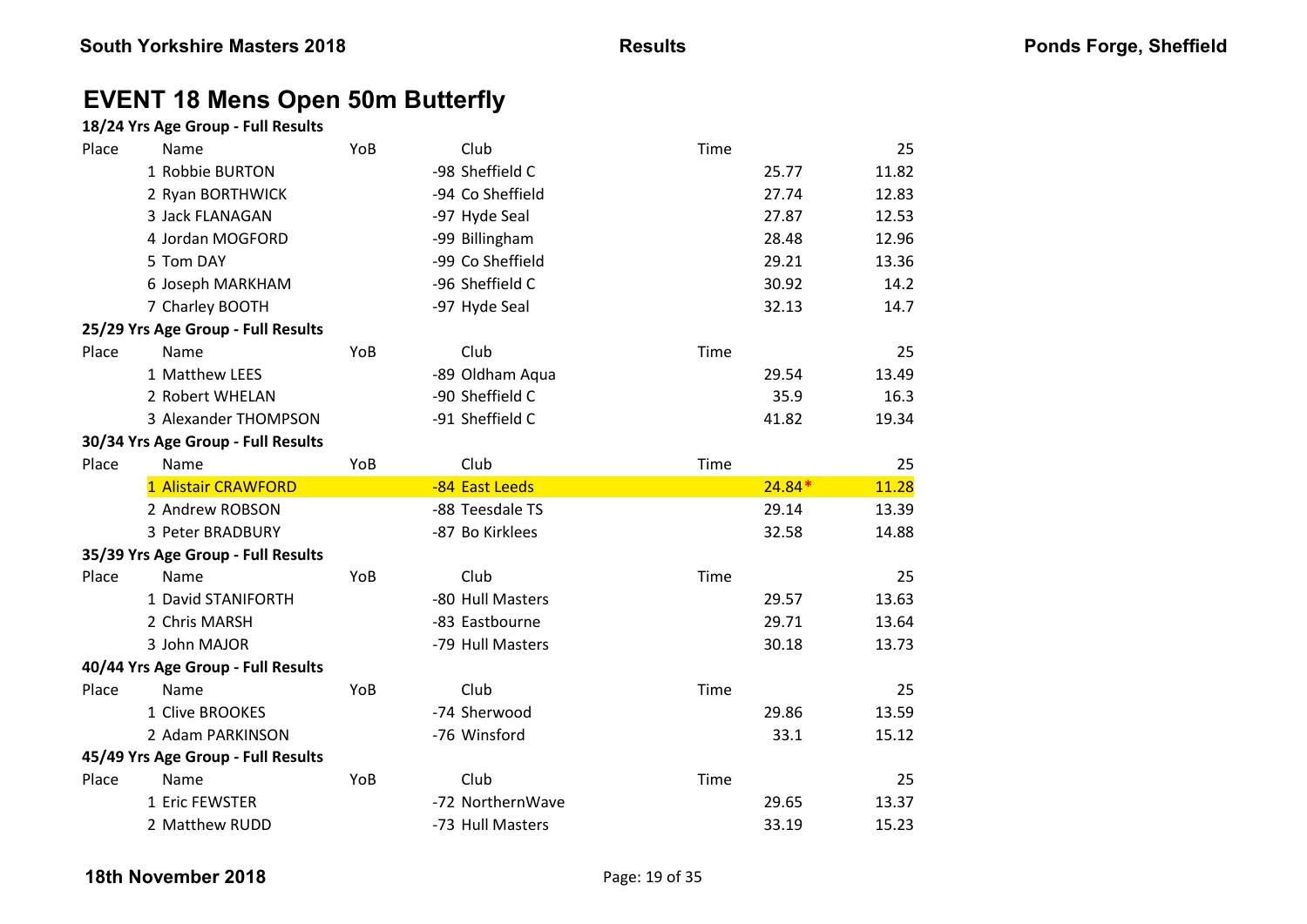# EVENT 18 Mens Open 50m Butterfly

**18/24 Yrs Age Group - Full Results**

| Place | Name | YoB | Club | Time | 25 |
|---|---|---|---|---|---|
| 1 | Robbie BURTON | -98 | Sheffield C | 25.77 | 11.82 |
| 2 | Ryan BORTHWICK | -94 | Co Sheffield | 27.74 | 12.83 |
| 3 | Jack FLANAGAN | -97 | Hyde Seal | 27.87 | 12.53 |
| 4 | Jordan MOGFORD | -99 | Billingham | 28.48 | 12.96 |
| 5 | Tom DAY | -99 | Co Sheffield | 29.21 | 13.36 |
| 6 | Joseph MARKHAM | -96 | Sheffield C | 30.92 | 14.2 |
| 7 | Charley BOOTH | -97 | Hyde Seal | 32.13 | 14.7 |

**25/29 Yrs Age Group - Full Results**

| Place | Name | YoB | Club | Time | 25 |
|---|---|---|---|---|---|
| 1 | Matthew LEES | -89 | Oldham Aqua | 29.54 | 13.49 |
| 2 | Robert WHELAN | -90 | Sheffield C | 35.9 | 16.3 |
| 3 | Alexander THOMPSON | -91 | Sheffield C | 41.82 | 19.34 |

**30/34 Yrs Age Group - Full Results**

| Place | Name | YoB | Club | Time | 25 |
|---|---|---|---|---|---|
| 1 | Alistair CRAWFORD | -84 | East Leeds | 24.84* | 11.28 |
| 2 | Andrew ROBSON | -88 | Teesdale TS | 29.14 | 13.39 |
| 3 | Peter BRADBURY | -87 | Bo Kirklees | 32.58 | 14.88 |

**35/39 Yrs Age Group - Full Results**

| Place | Name | YoB | Club | Time | 25 |
|---|---|---|---|---|---|
| 1 | David STANIFORTH | -80 | Hull Masters | 29.57 | 13.63 |
| 2 | Chris MARSH | -83 | Eastbourne | 29.71 | 13.64 |
| 3 | John MAJOR | -79 | Hull Masters | 30.18 | 13.73 |

**40/44 Yrs Age Group - Full Results**

| Place | Name | YoB | Club | Time | 25 |
|---|---|---|---|---|---|
| 1 | Clive BROOKES | -74 | Sherwood | 29.86 | 13.59 |
| 2 | Adam PARKINSON | -76 | Winsford | 33.1 | 15.12 |

**45/49 Yrs Age Group - Full Results**

| Place | Name | YoB | Club | Time | 25 |
|---|---|---|---|---|---|
| 1 | Eric FEWSTER | -72 | NorthernWave | 29.65 | 13.37 |
| 2 | Matthew RUDD | -73 | Hull Masters | 33.19 | 15.23 |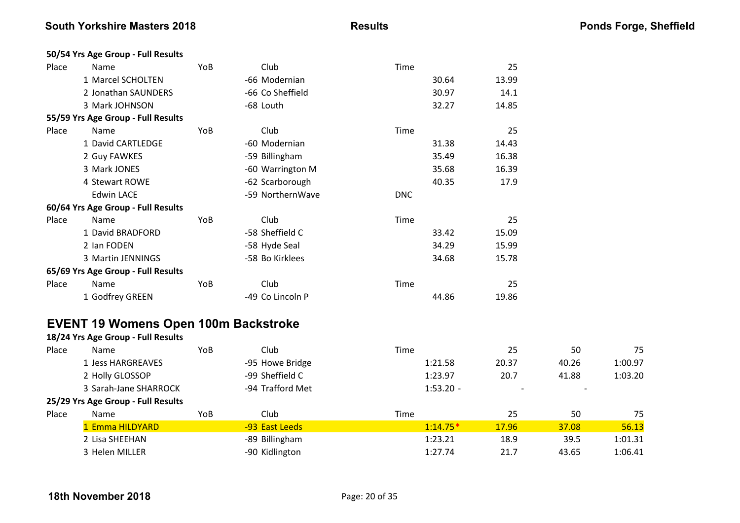**50/54 Yrs Age Group - Full Results**

| Place | Name | YoB | Club | Time | 25 |
|---|---|---|---|---|---|
| 1 | Marcel SCHOLTEN | -66 | Modernian | 30.64 | 13.99 |
| 2 | Jonathan SAUNDERS | -66 | Co Sheffield | 30.97 | 14.1 |
| 3 | Mark JOHNSON | -68 | Louth | 32.27 | 14.85 |

**55/59 Yrs Age Group - Full Results**

| Place | Name | YoB | Club | Time | 25 |
|---|---|---|---|---|---|
| 1 | David CARTLEDGE | -60 | Modernian | 31.38 | 14.43 |
| 2 | Guy FAWKES | -59 | Billingham | 35.49 | 16.38 |
| 3 | Mark JONES | -60 | Warrington M | 35.68 | 16.39 |
| 4 | Stewart ROWE | -62 | Scarborough | 40.35 | 17.9 |
| | Edwin LACE | -59 | NorthernWave | DNC | |

**60/64 Yrs Age Group - Full Results**

| Place | Name | YoB | Club | Time | 25 |
|---|---|---|---|---|---|
| 1 | David BRADFORD | -58 | Sheffield C | 33.42 | 15.09 |
| 2 | Ian FODEN | -58 | Hyde Seal | 34.29 | 15.99 |
| 3 | Martin JENNINGS | -58 | Bo Kirklees | 34.68 | 15.78 |

**65/69 Yrs Age Group - Full Results**

| Place | Name | YoB | Club | Time | 25 |
|---|---|---|---|---|---|
| 1 | Godfrey GREEN | -49 | Co Lincoln P | 44.86 | 19.86 |

## EVENT 19 Womens Open 100m Backstroke

**18/24 Yrs Age Group - Full Results**

| Place | Name | YoB | Club | Time | 25 | 50 | 75 |
|---|---|---|---|---|---|---|---|
| 1 | Jess HARGREAVES | -95 | Howe Bridge | 1:21.58 | 20.37 | 40.26 | 1:00.97 |
| 2 | Holly GLOSSOP | -99 | Sheffield C | 1:23.97 | 20.7 | 41.88 | 1:03.20 |
| 3 | Sarah-Jane SHARROCK | -94 | Trafford Met | 1:53.20 - | - | - | |

**25/29 Yrs Age Group - Full Results**

| Place | Name | YoB | Club | Time | 25 | 50 | 75 |
|---|---|---|---|---|---|---|---|
| 1 | Emma HILDYARD | -93 | East Leeds | 1:14.75* | 17.96 | 37.08 | 56.13 |
| 2 | Lisa SHEEHAN | -89 | Billingham | 1:23.21 | 18.9 | 39.5 | 1:01.31 |
| 3 | Helen MILLER | -90 | Kidlington | 1:27.74 | 21.7 | 43.65 | 1:06.41 |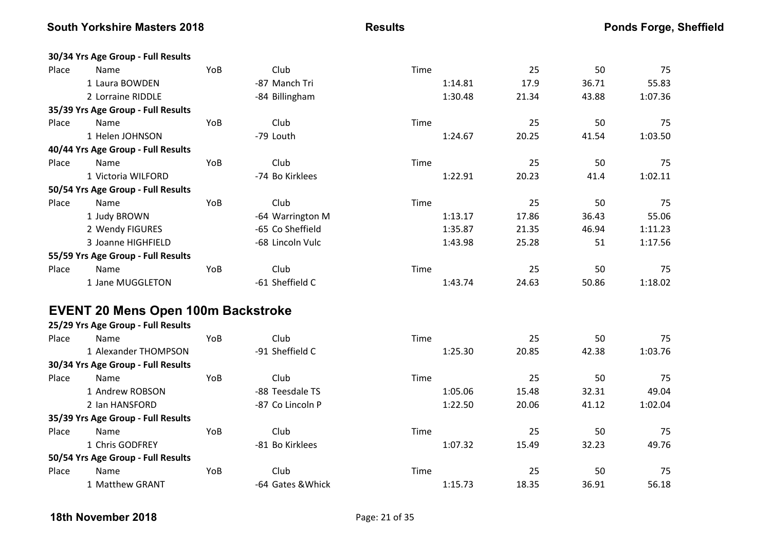**30/34 Yrs Age Group - Full Results**

| Place | Name | YoB | Club | Time | 25 | 50 | 75 |
|---|---|---|---|---|---|---|---|
| 1 | Laura BOWDEN | -87 | Manch Tri | 1:14.81 | 17.9 | 36.71 | 55.83 |
| 2 | Lorraine RIDDLE | -84 | Billingham | 1:30.48 | 21.34 | 43.88 | 1:07.36 |

**35/39 Yrs Age Group - Full Results**

| Place | Name | YoB | Club | Time | 25 | 50 | 75 |
|---|---|---|---|---|---|---|---|
| 1 | Helen JOHNSON | -79 | Louth | 1:24.67 | 20.25 | 41.54 | 1:03.50 |

**40/44 Yrs Age Group - Full Results**

| Place | Name | YoB | Club | Time | 25 | 50 | 75 |
|---|---|---|---|---|---|---|---|
| 1 | Victoria WILFORD | -74 | Bo Kirklees | 1:22.91 | 20.23 | 41.4 | 1:02.11 |

**50/54 Yrs Age Group - Full Results**

| Place | Name | YoB | Club | Time | 25 | 50 | 75 |
|---|---|---|---|---|---|---|---|
| 1 | Judy BROWN | -64 | Warrington M | 1:13.17 | 17.86 | 36.43 | 55.06 |
| 2 | Wendy FIGURES | -65 | Co Sheffield | 1:35.87 | 21.35 | 46.94 | 1:11.23 |
| 3 | Joanne HIGHFIELD | -68 | Lincoln Vulc | 1:43.98 | 25.28 | 51 | 1:17.56 |

**55/59 Yrs Age Group - Full Results**

| Place | Name | YoB | Club | Time | 25 | 50 | 75 |
|---|---|---|---|---|---|---|---|
| 1 | Jane MUGGLETON | -61 | Sheffield C | 1:43.74 | 24.63 | 50.86 | 1:18.02 |

## EVENT 20 Mens Open 100m Backstroke

**25/29 Yrs Age Group - Full Results**

| Place | Name | YoB | Club | Time | 25 | 50 | 75 |
|---|---|---|---|---|---|---|---|
| 1 | Alexander THOMPSON | -91 | Sheffield C | 1:25.30 | 20.85 | 42.38 | 1:03.76 |

**30/34 Yrs Age Group - Full Results**

| Place | Name | YoB | Club | Time | 25 | 50 | 75 |
|---|---|---|---|---|---|---|---|
| 1 | Andrew ROBSON | -88 | Teesdale TS | 1:05.06 | 15.48 | 32.31 | 49.04 |
| 2 | Ian HANSFORD | -87 | Co Lincoln P | 1:22.50 | 20.06 | 41.12 | 1:02.04 |

**35/39 Yrs Age Group - Full Results**

| Place | Name | YoB | Club | Time | 25 | 50 | 75 |
|---|---|---|---|---|---|---|---|
| 1 | Chris GODFREY | -81 | Bo Kirklees | 1:07.32 | 15.49 | 32.23 | 49.76 |

**50/54 Yrs Age Group - Full Results**

| Place | Name | YoB | Club | Time | 25 | 50 | 75 |
|---|---|---|---|---|---|---|---|
| 1 | Matthew GRANT | -64 | Gates &Whick | 1:15.73 | 18.35 | 36.91 | 56.18 |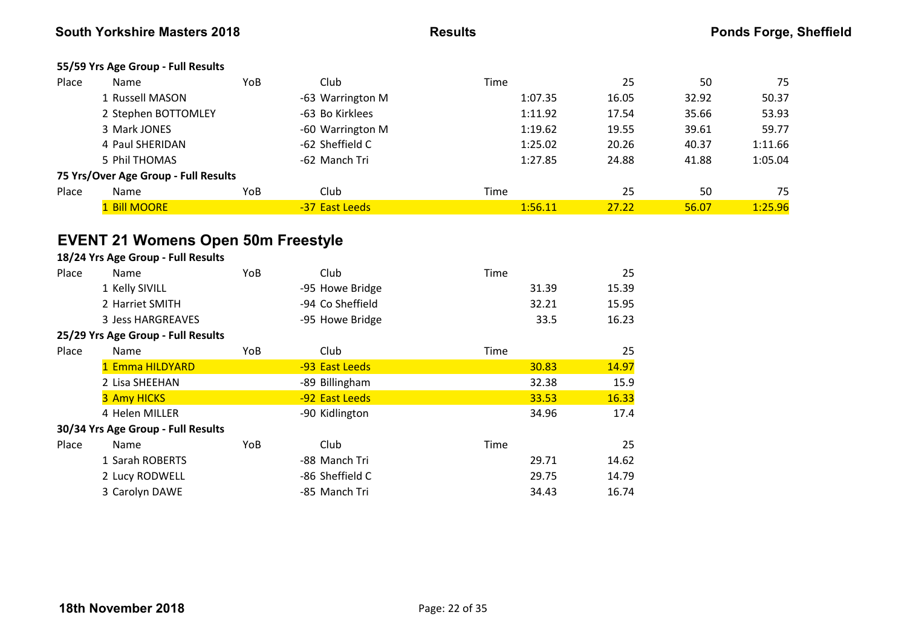**55/59 Yrs Age Group - Full Results**

| Place | Name | YoB | Club | Time | 25 | 50 | 75 |
|---|---|---|---|---|---|---|---|
| 1 | Russell MASON | -63 | Warrington M | 1:07.35 | 16.05 | 32.92 | 50.37 |
| 2 | Stephen BOTTOMLEY | -63 | Bo Kirklees | 1:11.92 | 17.54 | 35.66 | 53.93 |
| 3 | Mark JONES | -60 | Warrington M | 1:19.62 | 19.55 | 39.61 | 59.77 |
| 4 | Paul SHERIDAN | -62 | Sheffield C | 1:25.02 | 20.26 | 40.37 | 1:11.66 |
| 5 | Phil THOMAS | -62 | Manch Tri | 1:27.85 | 24.88 | 41.88 | 1:05.04 |

**75 Yrs/Over Age Group - Full Results**

| Place | Name | YoB | Club | Time | 25 | 50 | 75 |
|---|---|---|---|---|---|---|---|
| 1 | Bill MOORE | -37 | East Leeds | 1:56.11 | 27.22 | 56.07 | 1:25.96 |

## EVENT 21 Womens Open 50m Freestyle

**18/24 Yrs Age Group - Full Results**

| Place | Name | YoB | Club | Time | 25 |
|---|---|---|---|---|---|
| 1 | Kelly SIVILL | -95 | Howe Bridge | 31.39 | 15.39 |
| 2 | Harriet SMITH | -94 | Co Sheffield | 32.21 | 15.95 |
| 3 | Jess HARGREAVES | -95 | Howe Bridge | 33.5 | 16.23 |

**25/29 Yrs Age Group - Full Results**

| Place | Name | YoB | Club | Time | 25 |
|---|---|---|---|---|---|
| 1 | Emma HILDYARD | -93 | East Leeds | 30.83 | 14.97 |
| 2 | Lisa SHEEHAN | -89 | Billingham | 32.38 | 15.9 |
| 3 | Amy HICKS | -92 | East Leeds | 33.53 | 16.33 |
| 4 | Helen MILLER | -90 | Kidlington | 34.96 | 17.4 |

**30/34 Yrs Age Group - Full Results**

| Place | Name | YoB | Club | Time | 25 |
|---|---|---|---|---|---|
| 1 | Sarah ROBERTS | -88 | Manch Tri | 29.71 | 14.62 |
| 2 | Lucy RODWELL | -86 | Sheffield C | 29.75 | 14.79 |
| 3 | Carolyn DAWE | -85 | Manch Tri | 34.43 | 16.74 |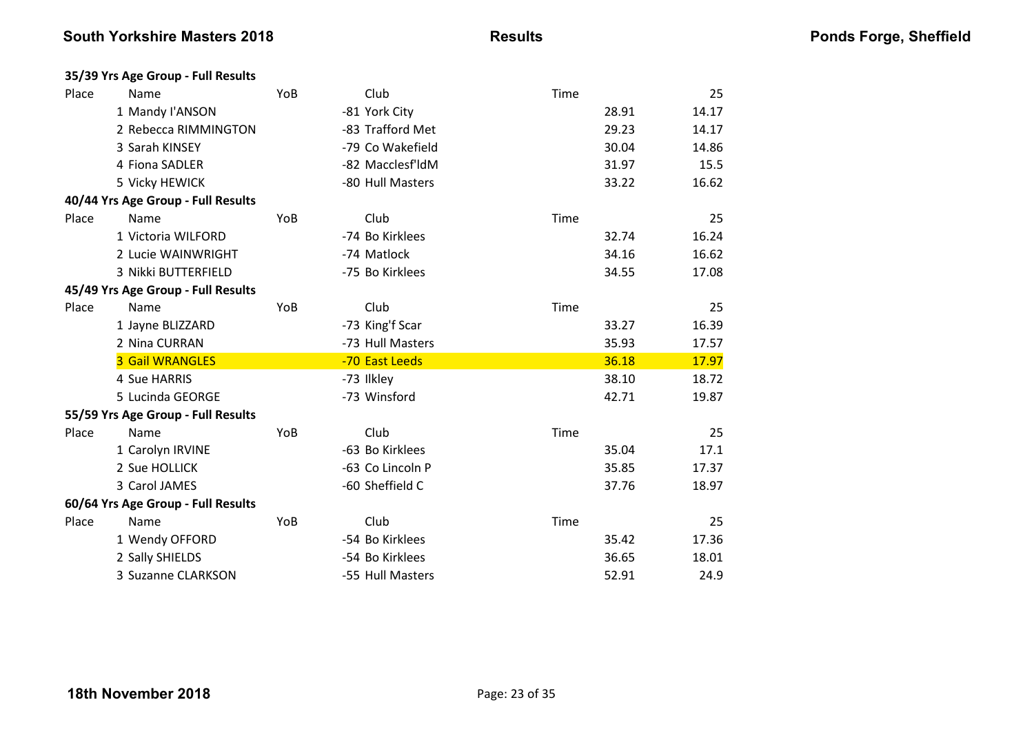**South Yorkshire Masters 2018** **Results** **Ponds Forge, Sheffield**

**35/39 Yrs Age Group - Full Results**

| Place | Name | YoB | Club | Time | 25 |
|---|---|---|---|---|---|
| 1 | Mandy I'ANSON | -81 | York City | 28.91 | 14.17 |
| 2 | Rebecca RIMMINGTON | -83 | Trafford Met | 29.23 | 14.17 |
| 3 | Sarah KINSEY | -79 | Co Wakefield | 30.04 | 14.86 |
| 4 | Fiona SADLER | -82 | Macclesf'ldM | 31.97 | 15.5 |
| 5 | Vicky HEWICK | -80 | Hull Masters | 33.22 | 16.62 |

**40/44 Yrs Age Group - Full Results**

| Place | Name | YoB | Club | Time | 25 |
|---|---|---|---|---|---|
| 1 | Victoria WILFORD | -74 | Bo Kirklees | 32.74 | 16.24 |
| 2 | Lucie WAINWRIGHT | -74 | Matlock | 34.16 | 16.62 |
| 3 | Nikki BUTTERFIELD | -75 | Bo Kirklees | 34.55 | 17.08 |

**45/49 Yrs Age Group - Full Results**

| Place | Name | YoB | Club | Time | 25 |
|---|---|---|---|---|---|
| 1 | Jayne BLIZZARD | -73 | King'f Scar | 33.27 | 16.39 |
| 2 | Nina CURRAN | -73 | Hull Masters | 35.93 | 17.57 |
| 3 | Gail WRANGLES | -70 | East Leeds | 36.18 | 17.97 |
| 4 | Sue HARRIS | -73 | Ilkley | 38.10 | 18.72 |
| 5 | Lucinda GEORGE | -73 | Winsford | 42.71 | 19.87 |

**55/59 Yrs Age Group - Full Results**

| Place | Name | YoB | Club | Time | 25 |
|---|---|---|---|---|---|
| 1 | Carolyn IRVINE | -63 | Bo Kirklees | 35.04 | 17.1 |
| 2 | Sue HOLLICK | -63 | Co Lincoln P | 35.85 | 17.37 |
| 3 | Carol JAMES | -60 | Sheffield C | 37.76 | 18.97 |

**60/64 Yrs Age Group - Full Results**

| Place | Name | YoB | Club | Time | 25 |
|---|---|---|---|---|---|
| 1 | Wendy OFFORD | -54 | Bo Kirklees | 35.42 | 17.36 |
| 2 | Sally SHIELDS | -54 | Bo Kirklees | 36.65 | 18.01 |
| 3 | Suzanne CLARKSON | -55 | Hull Masters | 52.91 | 24.9 |

**18th November 2018**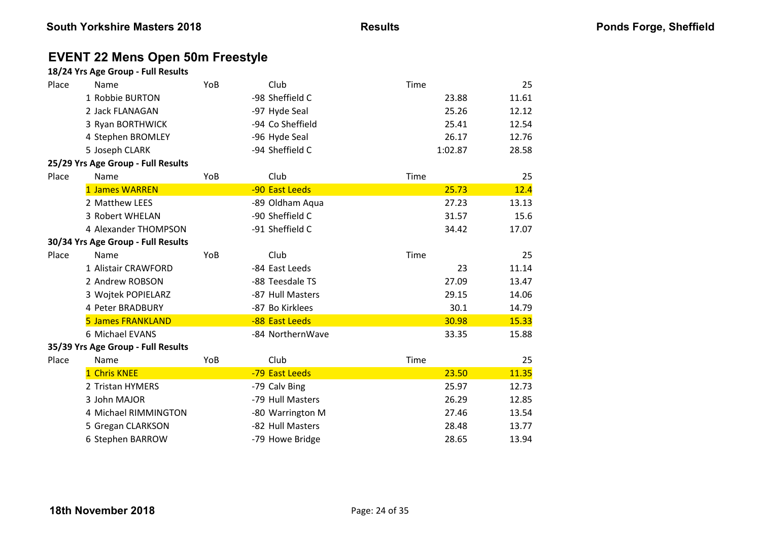# EVENT 22 Mens Open 50m Freestyle

**18/24 Yrs Age Group - Full Results**

| Place | Name | YoB | Club | Time | 25 |
|---|---|---|---|---|---|
| 1 | Robbie BURTON | | -98 Sheffield C | 23.88 | 11.61 |
| 2 | Jack FLANAGAN | | -97 Hyde Seal | 25.26 | 12.12 |
| 3 | Ryan BORTHWICK | | -94 Co Sheffield | 25.41 | 12.54 |
| 4 | Stephen BROMLEY | | -96 Hyde Seal | 26.17 | 12.76 |
| 5 | Joseph CLARK | | -94 Sheffield C | 1:02.87 | 28.58 |

**25/29 Yrs Age Group - Full Results**

| Place | Name | YoB | Club | Time | 25 |
|---|---|---|---|---|---|
| 1 | James WARREN | | -90 East Leeds | 25.73 | 12.4 |
| 2 | Matthew LEES | | -89 Oldham Aqua | 27.23 | 13.13 |
| 3 | Robert WHELAN | | -90 Sheffield C | 31.57 | 15.6 |
| 4 | Alexander THOMPSON | | -91 Sheffield C | 34.42 | 17.07 |

**30/34 Yrs Age Group - Full Results**

| Place | Name | YoB | Club | Time | 25 |
|---|---|---|---|---|---|
| 1 | Alistair CRAWFORD | | -84 East Leeds | 23 | 11.14 |
| 2 | Andrew ROBSON | | -88 Teesdale TS | 27.09 | 13.47 |
| 3 | Wojtek POPIELARZ | | -87 Hull Masters | 29.15 | 14.06 |
| 4 | Peter BRADBURY | | -87 Bo Kirklees | 30.1 | 14.79 |
| 5 | James FRANKLAND | | -88 East Leeds | 30.98 | 15.33 |
| 6 | Michael EVANS | | -84 NorthernWave | 33.35 | 15.88 |

**35/39 Yrs Age Group - Full Results**

| Place | Name | YoB | Club | Time | 25 |
|---|---|---|---|---|---|
| 1 | Chris KNEE | | -79 East Leeds | 23.50 | 11.35 |
| 2 | Tristan HYMERS | | -79 Calv Bing | 25.97 | 12.73 |
| 3 | John MAJOR | | -79 Hull Masters | 26.29 | 12.85 |
| 4 | Michael RIMMINGTON | | -80 Warrington M | 27.46 | 13.54 |
| 5 | Gregan CLARKSON | | -82 Hull Masters | 28.48 | 13.77 |
| 6 | Stephen BARROW | | -79 Howe Bridge | 28.65 | 13.94 |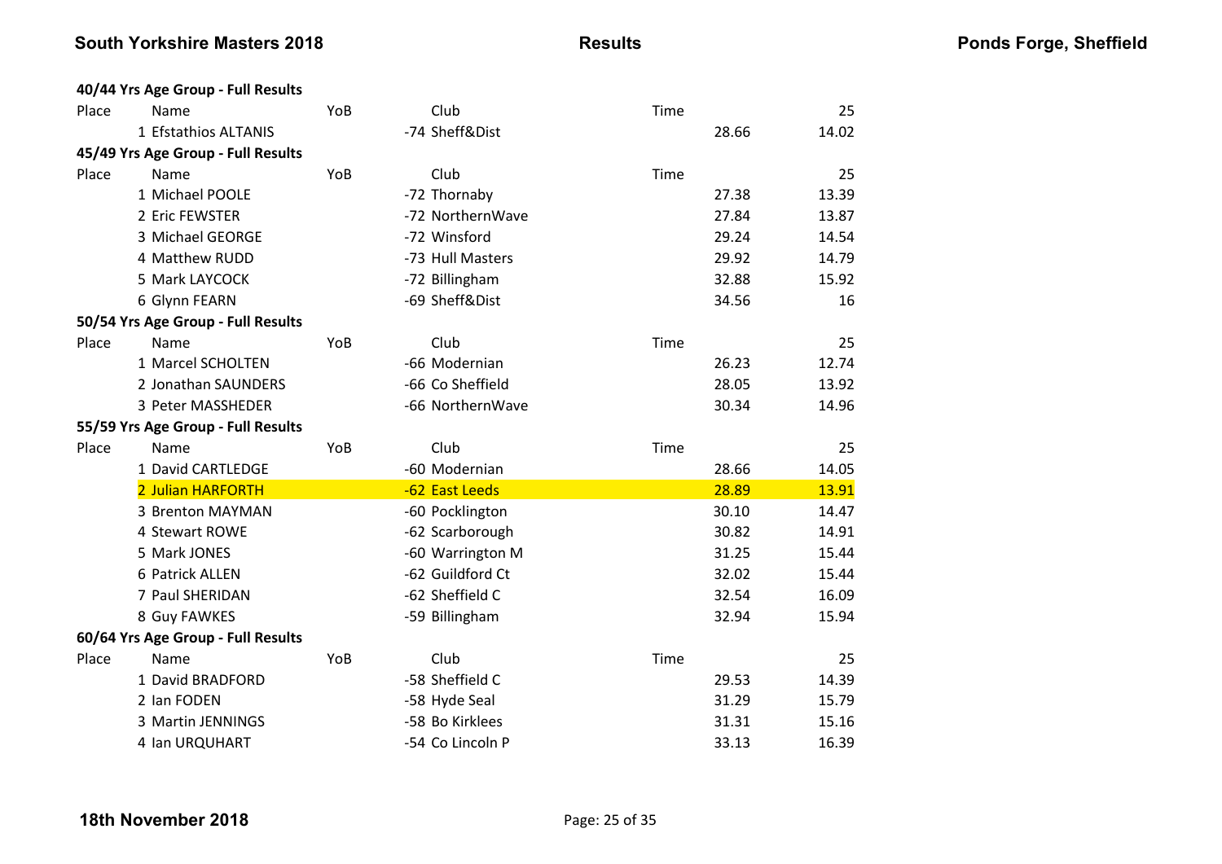## 40/44 Yrs Age Group - Full Results

| Place | Name | YoB | Club | Time | 25 |
|---|---|---|---|---|---|
| 1 | Efstathios ALTANIS | -74 | Sheff&Dist | 28.66 | 14.02 |

## 45/49 Yrs Age Group - Full Results

| Place | Name | YoB | Club | Time | 25 |
|---|---|---|---|---|---|
| 1 | Michael POOLE | -72 | Thornaby | 27.38 | 13.39 |
| 2 | Eric FEWSTER | -72 | NorthernWave | 27.84 | 13.87 |
| 3 | Michael GEORGE | -72 | Winsford | 29.24 | 14.54 |
| 4 | Matthew RUDD | -73 | Hull Masters | 29.92 | 14.79 |
| 5 | Mark LAYCOCK | -72 | Billingham | 32.88 | 15.92 |
| 6 | Glynn FEARN | -69 | Sheff&Dist | 34.56 | 16 |

## 50/54 Yrs Age Group - Full Results

| Place | Name | YoB | Club | Time | 25 |
|---|---|---|---|---|---|
| 1 | Marcel SCHOLTEN | -66 | Modernian | 26.23 | 12.74 |
| 2 | Jonathan SAUNDERS | -66 | Co Sheffield | 28.05 | 13.92 |
| 3 | Peter MASSHEDER | -66 | NorthernWave | 30.34 | 14.96 |

## 55/59 Yrs Age Group - Full Results

| Place | Name | YoB | Club | Time | 25 |
|---|---|---|---|---|---|
| 1 | David CARTLEDGE | -60 | Modernian | 28.66 | 14.05 |
| 2 | Julian HARFORTH | -62 | East Leeds | 28.89 | 13.91 |
| 3 | Brenton MAYMAN | -60 | Pocklington | 30.10 | 14.47 |
| 4 | Stewart ROWE | -62 | Scarborough | 30.82 | 14.91 |
| 5 | Mark JONES | -60 | Warrington M | 31.25 | 15.44 |
| 6 | Patrick ALLEN | -62 | Guildford Ct | 32.02 | 15.44 |
| 7 | Paul SHERIDAN | -62 | Sheffield C | 32.54 | 16.09 |
| 8 | Guy FAWKES | -59 | Billingham | 32.94 | 15.94 |

## 60/64 Yrs Age Group - Full Results

| Place | Name | YoB | Club | Time | 25 |
|---|---|---|---|---|---|
| 1 | David BRADFORD | -58 | Sheffield C | 29.53 | 14.39 |
| 2 | Ian FODEN | -58 | Hyde Seal | 31.29 | 15.79 |
| 3 | Martin JENNINGS | -58 | Bo Kirklees | 31.31 | 15.16 |
| 4 | Ian URQUHART | -54 | Co Lincoln P | 33.13 | 16.39 |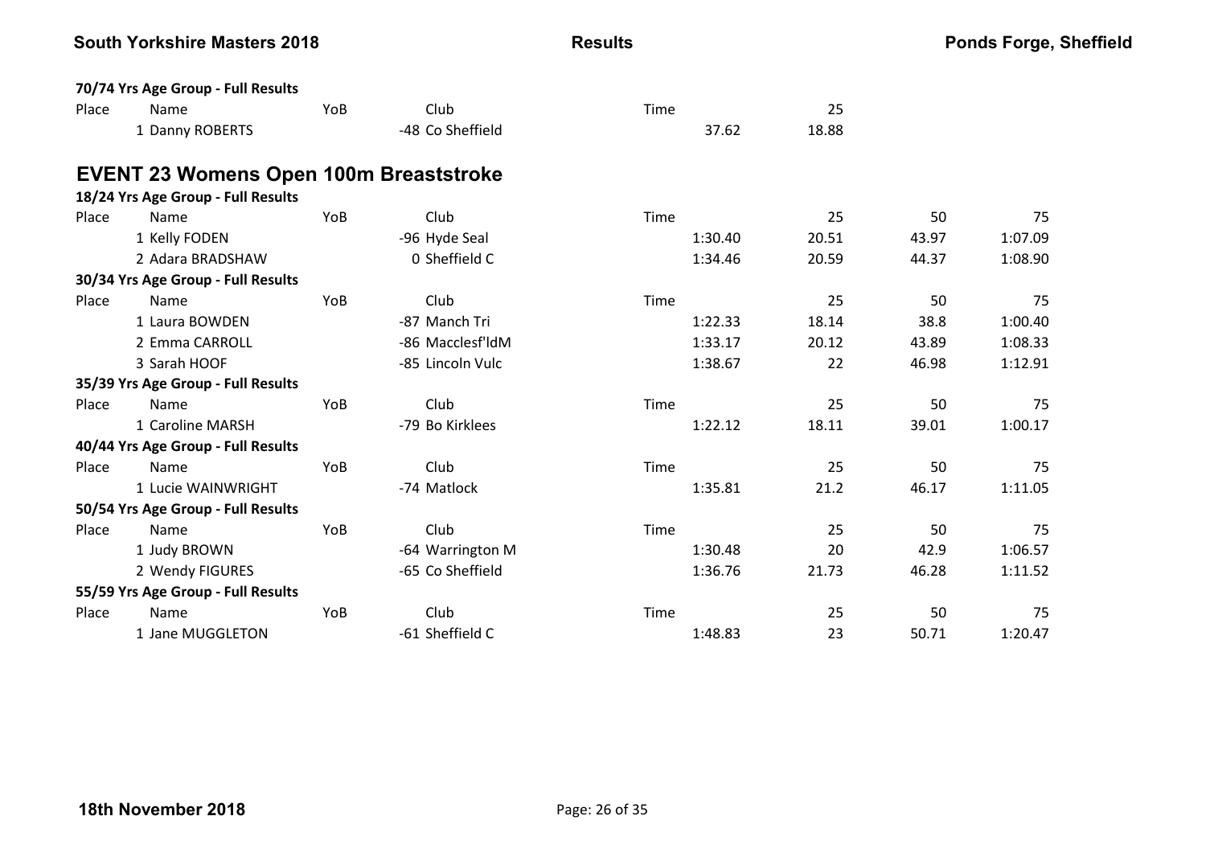**70/74 Yrs Age Group - Full Results**

| Place | Name | YoB | Club | Time | 25 |
|---|---|---|---|---|---|
| 1 | Danny ROBERTS | -48 | Co Sheffield | 37.62 | 18.88 |

## EVENT 23 Womens Open 100m Breaststroke

**18/24 Yrs Age Group - Full Results**

| Place | Name | YoB | Club | Time | 25 | 50 | 75 |
|---|---|---|---|---|---|---|---|
| 1 | Kelly FODEN | -96 | Hyde Seal | 1:30.40 | 20.51 | 43.97 | 1:07.09 |
| 2 | Adara BRADSHAW | 0 | Sheffield C | 1:34.46 | 20.59 | 44.37 | 1:08.90 |

**30/34 Yrs Age Group - Full Results**

| Place | Name | YoB | Club | Time | 25 | 50 | 75 |
|---|---|---|---|---|---|---|---|
| 1 | Laura BOWDEN | -87 | Manch Tri | 1:22.33 | 18.14 | 38.8 | 1:00.40 |
| 2 | Emma CARROLL | -86 | Macclesf'ldM | 1:33.17 | 20.12 | 43.89 | 1:08.33 |
| 3 | Sarah HOOF | -85 | Lincoln Vulc | 1:38.67 | 22 | 46.98 | 1:12.91 |

**35/39 Yrs Age Group - Full Results**

| Place | Name | YoB | Club | Time | 25 | 50 | 75 |
|---|---|---|---|---|---|---|---|
| 1 | Caroline MARSH | -79 | Bo Kirklees | 1:22.12 | 18.11 | 39.01 | 1:00.17 |

**40/44 Yrs Age Group - Full Results**

| Place | Name | YoB | Club | Time | 25 | 50 | 75 |
|---|---|---|---|---|---|---|---|
| 1 | Lucie WAINWRIGHT | -74 | Matlock | 1:35.81 | 21.2 | 46.17 | 1:11.05 |

**50/54 Yrs Age Group - Full Results**

| Place | Name | YoB | Club | Time | 25 | 50 | 75 |
|---|---|---|---|---|---|---|---|
| 1 | Judy BROWN | -64 | Warrington M | 1:30.48 | 20 | 42.9 | 1:06.57 |
| 2 | Wendy FIGURES | -65 | Co Sheffield | 1:36.76 | 21.73 | 46.28 | 1:11.52 |

**55/59 Yrs Age Group - Full Results**

| Place | Name | YoB | Club | Time | 25 | 50 | 75 |
|---|---|---|---|---|---|---|---|
| 1 | Jane MUGGLETON | -61 | Sheffield C | 1:48.83 | 23 | 50.71 | 1:20.47 |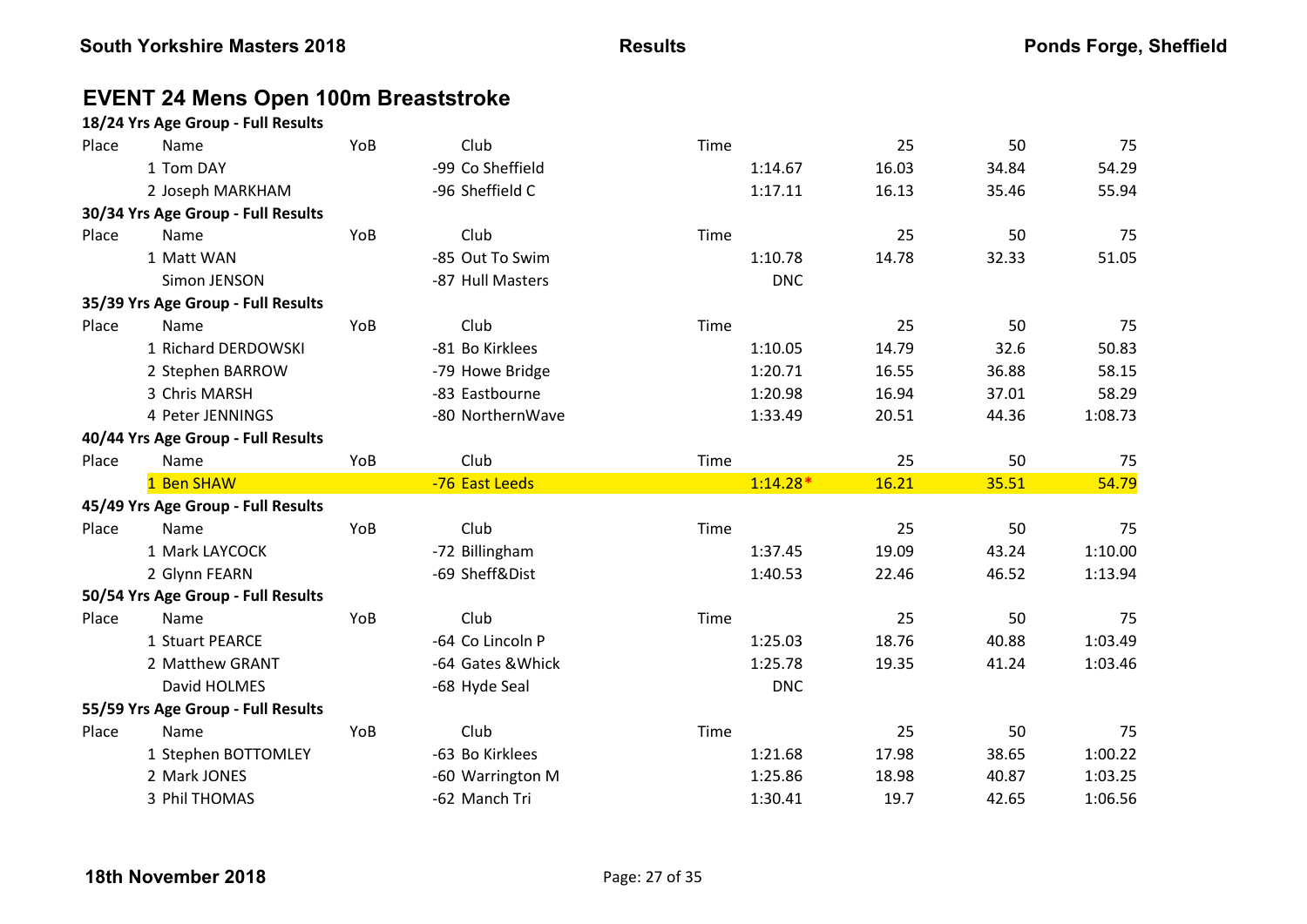## EVENT 24 Mens Open 100m Breaststroke

**18/24 Yrs Age Group - Full Results**

| Place | Name | YoB | Club | Time | 25 | 50 | 75 |
|---|---|---|---|---|---|---|---|
| 1 | Tom DAY | -99 | Co Sheffield | 1:14.67 | 16.03 | 34.84 | 54.29 |
| 2 | Joseph MARKHAM | -96 | Sheffield C | 1:17.11 | 16.13 | 35.46 | 55.94 |

**30/34 Yrs Age Group - Full Results**

| Place | Name | YoB | Club | Time | 25 | 50 | 75 |
|---|---|---|---|---|---|---|---|
| 1 | Matt WAN | -85 | Out To Swim | 1:10.78 | 14.78 | 32.33 | 51.05 |
| | Simon JENSON | -87 | Hull Masters | DNC | | | |

**35/39 Yrs Age Group - Full Results**

| Place | Name | YoB | Club | Time | 25 | 50 | 75 |
|---|---|---|---|---|---|---|---|
| 1 | Richard DERDOWSKI | -81 | Bo Kirklees | 1:10.05 | 14.79 | 32.6 | 50.83 |
| 2 | Stephen BARROW | -79 | Howe Bridge | 1:20.71 | 16.55 | 36.88 | 58.15 |
| 3 | Chris MARSH | -83 | Eastbourne | 1:20.98 | 16.94 | 37.01 | 58.29 |
| 4 | Peter JENNINGS | -80 | NorthernWave | 1:33.49 | 20.51 | 44.36 | 1:08.73 |

**40/44 Yrs Age Group - Full Results**

| Place | Name | YoB | Club | Time | 25 | 50 | 75 |
|---|---|---|---|---|---|---|---|
| 1 | Ben SHAW | -76 | East Leeds | 1:14.28* | 16.21 | 35.51 | 54.79 |

**45/49 Yrs Age Group - Full Results**

| Place | Name | YoB | Club | Time | 25 | 50 | 75 |
|---|---|---|---|---|---|---|---|
| 1 | Mark LAYCOCK | -72 | Billingham | 1:37.45 | 19.09 | 43.24 | 1:10.00 |
| 2 | Glynn FEARN | -69 | Sheff&Dist | 1:40.53 | 22.46 | 46.52 | 1:13.94 |

**50/54 Yrs Age Group - Full Results**

| Place | Name | YoB | Club | Time | 25 | 50 | 75 |
|---|---|---|---|---|---|---|---|
| 1 | Stuart PEARCE | -64 | Co Lincoln P | 1:25.03 | 18.76 | 40.88 | 1:03.49 |
| 2 | Matthew GRANT | -64 | Gates &Whick | 1:25.78 | 19.35 | 41.24 | 1:03.46 |
| | David HOLMES | -68 | Hyde Seal | DNC | | | |

**55/59 Yrs Age Group - Full Results**

| Place | Name | YoB | Club | Time | 25 | 50 | 75 |
|---|---|---|---|---|---|---|---|
| 1 | Stephen BOTTOMLEY | -63 | Bo Kirklees | 1:21.68 | 17.98 | 38.65 | 1:00.22 |
| 2 | Mark JONES | -60 | Warrington M | 1:25.86 | 18.98 | 40.87 | 1:03.25 |
| 3 | Phil THOMAS | -62 | Manch Tri | 1:30.41 | 19.7 | 42.65 | 1:06.56 |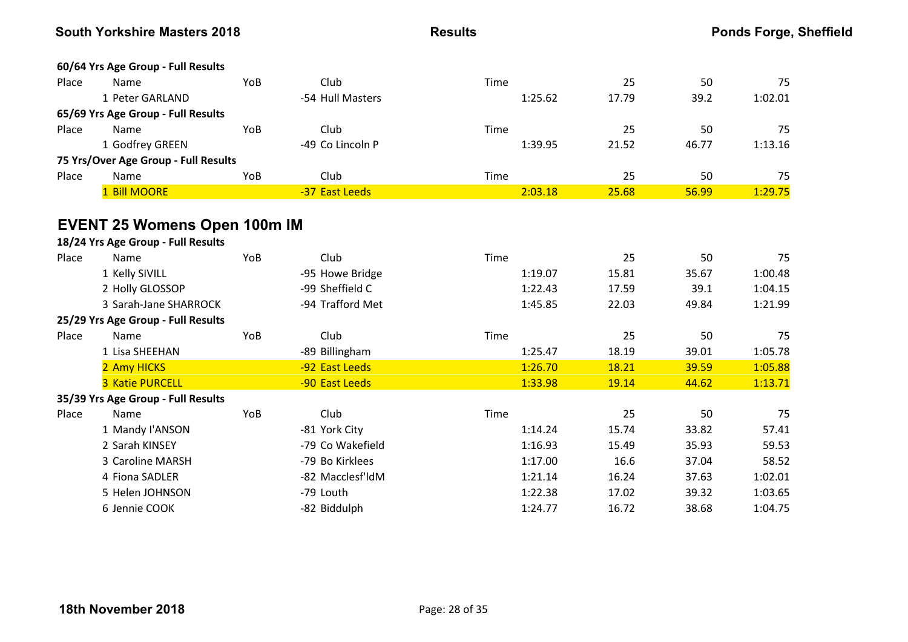**60/64 Yrs Age Group - Full Results**

| Place | Name | YoB | Club | Time | 25 | 50 | 75 |
|---|---|---|---|---|---|---|---|
| 1 | Peter GARLAND | -54 | Hull Masters | 1:25.62 | 17.79 | 39.2 | 1:02.01 |

**65/69 Yrs Age Group - Full Results**

| Place | Name | YoB | Club | Time | 25 | 50 | 75 |
|---|---|---|---|---|---|---|---|
| 1 | Godfrey GREEN | -49 | Co Lincoln P | 1:39.95 | 21.52 | 46.77 | 1:13.16 |

**75 Yrs/Over Age Group - Full Results**

| Place | Name | YoB | Club | Time | 25 | 50 | 75 |
|---|---|---|---|---|---|---|---|
| 1 | Bill MOORE | -37 | East Leeds | 2:03.18 | 25.68 | 56.99 | 1:29.75 |

## EVENT 25 Womens Open 100m IM

**18/24 Yrs Age Group - Full Results**

| Place | Name | YoB | Club | Time | 25 | 50 | 75 |
|---|---|---|---|---|---|---|---|
| 1 | Kelly SIVILL | -95 | Howe Bridge | 1:19.07 | 15.81 | 35.67 | 1:00.48 |
| 2 | Holly GLOSSOP | -99 | Sheffield C | 1:22.43 | 17.59 | 39.1 | 1:04.15 |
| 3 | Sarah-Jane SHARROCK | -94 | Trafford Met | 1:45.85 | 22.03 | 49.84 | 1:21.99 |

**25/29 Yrs Age Group - Full Results**

| Place | Name | YoB | Club | Time | 25 | 50 | 75 |
|---|---|---|---|---|---|---|---|
| 1 | Lisa SHEEHAN | -89 | Billingham | 1:25.47 | 18.19 | 39.01 | 1:05.78 |
| 2 | Amy HICKS | -92 | East Leeds | 1:26.70 | 18.21 | 39.59 | 1:05.88 |
| 3 | Katie PURCELL | -90 | East Leeds | 1:33.98 | 19.14 | 44.62 | 1:13.71 |

**35/39 Yrs Age Group - Full Results**

| Place | Name | YoB | Club | Time | 25 | 50 | 75 |
|---|---|---|---|---|---|---|---|
| 1 | Mandy I'ANSON | -81 | York City | 1:14.24 | 15.74 | 33.82 | 57.41 |
| 2 | Sarah KINSEY | -79 | Co Wakefield | 1:16.93 | 15.49 | 35.93 | 59.53 |
| 3 | Caroline MARSH | -79 | Bo Kirklees | 1:17.00 | 16.6 | 37.04 | 58.52 |
| 4 | Fiona SADLER | -82 | Macclesf'ldM | 1:21.14 | 16.24 | 37.63 | 1:02.01 |
| 5 | Helen JOHNSON | -79 | Louth | 1:22.38 | 17.02 | 39.32 | 1:03.65 |
| 6 | Jennie COOK | -82 | Biddulph | 1:24.77 | 16.72 | 38.68 | 1:04.75 |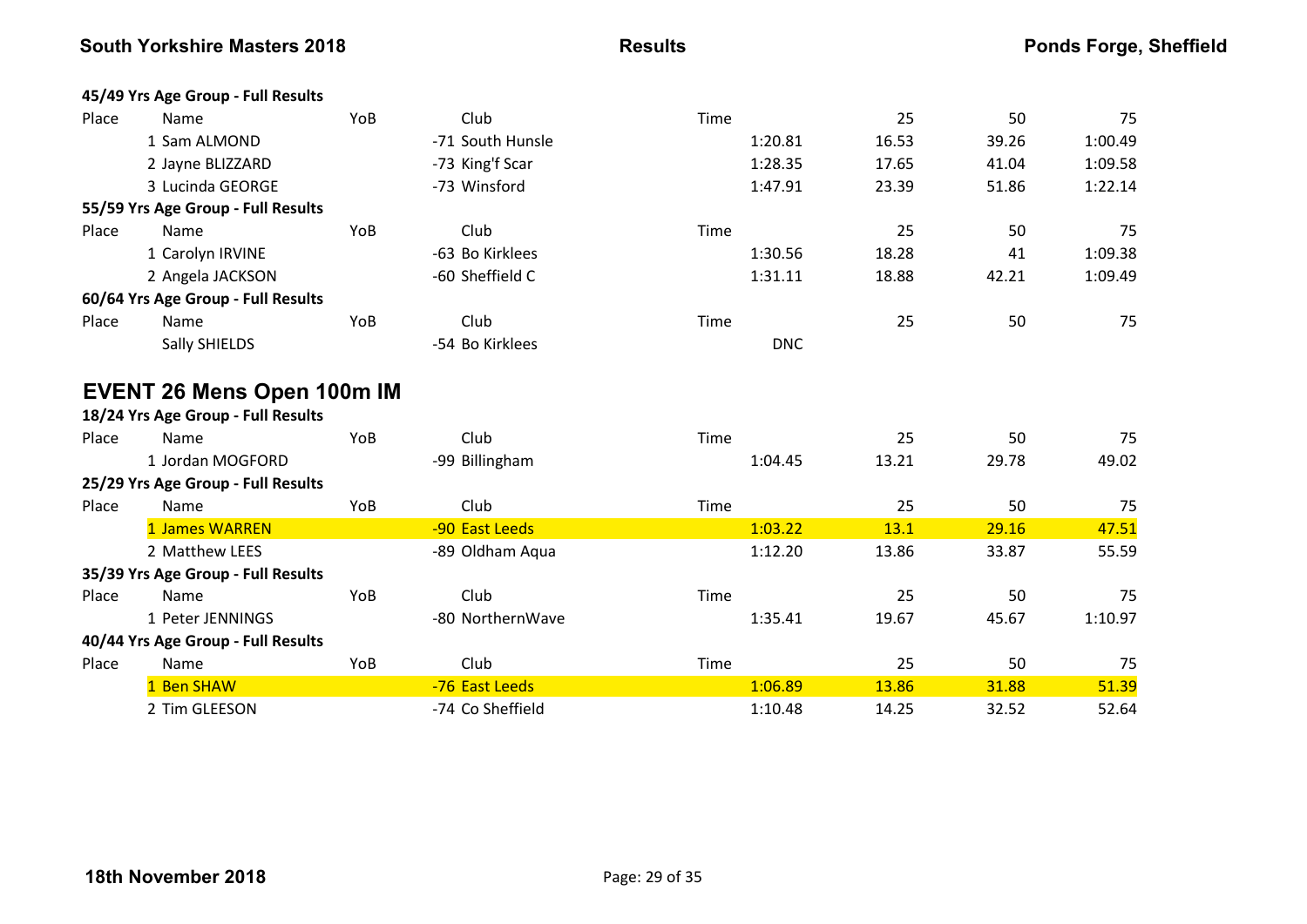**45/49 Yrs Age Group - Full Results**

| Place | Name | YoB | Club | Time | 25 | 50 | 75 |
|---|---|---|---|---|---|---|---|
| 1 | Sam ALMOND | -71 | South Hunsle | 1:20.81 | 16.53 | 39.26 | 1:00.49 |
| 2 | Jayne BLIZZARD | -73 | King'f Scar | 1:28.35 | 17.65 | 41.04 | 1:09.58 |
| 3 | Lucinda GEORGE | -73 | Winsford | 1:47.91 | 23.39 | 51.86 | 1:22.14 |

**55/59 Yrs Age Group - Full Results**

| Place | Name | YoB | Club | Time | 25 | 50 | 75 |
|---|---|---|---|---|---|---|---|
| 1 | Carolyn IRVINE | -63 | Bo Kirklees | 1:30.56 | 18.28 | 41 | 1:09.38 |
| 2 | Angela JACKSON | -60 | Sheffield C | 1:31.11 | 18.88 | 42.21 | 1:09.49 |

**60/64 Yrs Age Group - Full Results**

| Place | Name | YoB | Club | Time | 25 | 50 | 75 |
|---|---|---|---|---|---|---|---|
| | Sally SHIELDS | -54 | Bo Kirklees | DNC | | | |

## EVENT 26 Mens Open 100m IM

**18/24 Yrs Age Group - Full Results**

| Place | Name | YoB | Club | Time | 25 | 50 | 75 |
|---|---|---|---|---|---|---|---|
| 1 | Jordan MOGFORD | -99 | Billingham | 1:04.45 | 13.21 | 29.78 | 49.02 |

**25/29 Yrs Age Group - Full Results**

| Place | Name | YoB | Club | Time | 25 | 50 | 75 |
|---|---|---|---|---|---|---|---|
| 1 | James WARREN | -90 | East Leeds | 1:03.22 | 13.1 | 29.16 | 47.51 |
| 2 | Matthew LEES | -89 | Oldham Aqua | 1:12.20 | 13.86 | 33.87 | 55.59 |

**35/39 Yrs Age Group - Full Results**

| Place | Name | YoB | Club | Time | 25 | 50 | 75 |
|---|---|---|---|---|---|---|---|
| 1 | Peter JENNINGS | -80 | NorthernWave | 1:35.41 | 19.67 | 45.67 | 1:10.97 |

**40/44 Yrs Age Group - Full Results**

| Place | Name | YoB | Club | Time | 25 | 50 | 75 |
|---|---|---|---|---|---|---|---|
| 1 | Ben SHAW | -76 | East Leeds | 1:06.89 | 13.86 | 31.88 | 51.39 |
| 2 | Tim GLEESON | -74 | Co Sheffield | 1:10.48 | 14.25 | 32.52 | 52.64 |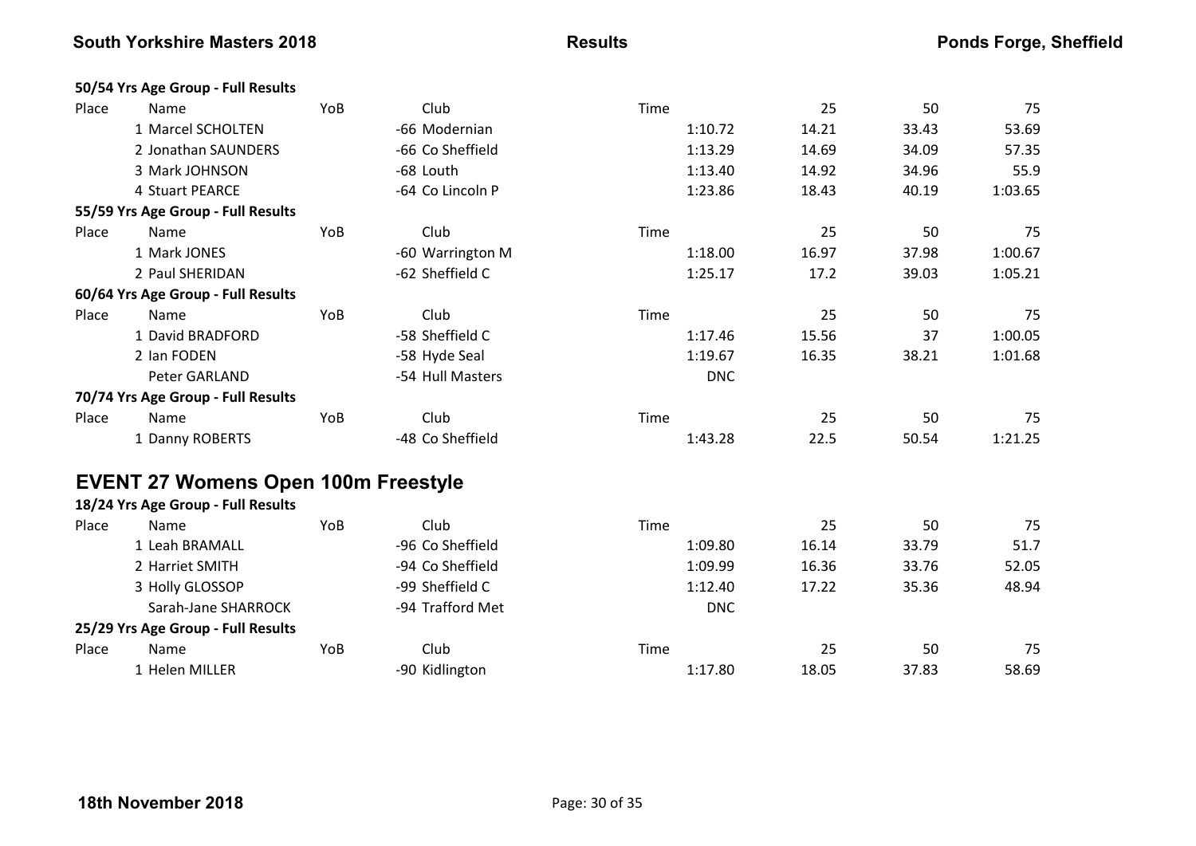### 50/54 Yrs Age Group - Full Results

| Place | Name | YoB | Club | Time | 25 | 50 | 75 |
|---|---|---|---|---|---|---|---|
| 1 | Marcel SCHOLTEN | -66 | Modernian | 1:10.72 | 14.21 | 33.43 | 53.69 |
| 2 | Jonathan SAUNDERS | -66 | Co Sheffield | 1:13.29 | 14.69 | 34.09 | 57.35 |
| 3 | Mark JOHNSON | -68 | Louth | 1:13.40 | 14.92 | 34.96 | 55.9 |
| 4 | Stuart PEARCE | -64 | Co Lincoln P | 1:23.86 | 18.43 | 40.19 | 1:03.65 |

### 55/59 Yrs Age Group - Full Results

| Place | Name | YoB | Club | Time | 25 | 50 | 75 |
|---|---|---|---|---|---|---|---|
| 1 | Mark JONES | -60 | Warrington M | 1:18.00 | 16.97 | 37.98 | 1:00.67 |
| 2 | Paul SHERIDAN | -62 | Sheffield C | 1:25.17 | 17.2 | 39.03 | 1:05.21 |

### 60/64 Yrs Age Group - Full Results

| Place | Name | YoB | Club | Time | 25 | 50 | 75 |
|---|---|---|---|---|---|---|---|
| 1 | David BRADFORD | -58 | Sheffield C | 1:17.46 | 15.56 | 37 | 1:00.05 |
| 2 | Ian FODEN | -58 | Hyde Seal | 1:19.67 | 16.35 | 38.21 | 1:01.68 |
| | Peter GARLAND | -54 | Hull Masters | DNC | | | |

### 70/74 Yrs Age Group - Full Results

| Place | Name | YoB | Club | Time | 25 | 50 | 75 |
|---|---|---|---|---|---|---|---|
| 1 | Danny ROBERTS | -48 | Co Sheffield | 1:43.28 | 22.5 | 50.54 | 1:21.25 |

## EVENT 27 Womens Open 100m Freestyle

### 18/24 Yrs Age Group - Full Results

| Place | Name | YoB | Club | Time | 25 | 50 | 75 |
|---|---|---|---|---|---|---|---|
| 1 | Leah BRAMALL | -96 | Co Sheffield | 1:09.80 | 16.14 | 33.79 | 51.7 |
| 2 | Harriet SMITH | -94 | Co Sheffield | 1:09.99 | 16.36 | 33.76 | 52.05 |
| 3 | Holly GLOSSOP | -99 | Sheffield C | 1:12.40 | 17.22 | 35.36 | 48.94 |
| | Sarah-Jane SHARROCK | -94 | Trafford Met | DNC | | | |

### 25/29 Yrs Age Group - Full Results

| Place | Name | YoB | Club | Time | 25 | 50 | 75 |
|---|---|---|---|---|---|---|---|
| 1 | Helen MILLER | -90 | Kidlington | 1:17.80 | 18.05 | 37.83 | 58.69 |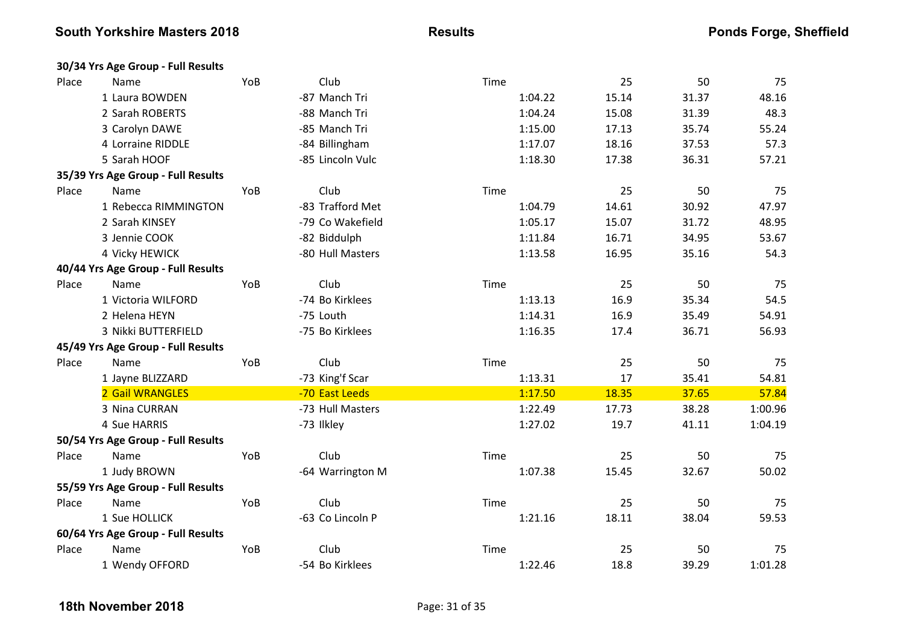### 30/34 Yrs Age Group - Full Results

| Place | Name | YoB | Club | Time | 25 | 50 | 75 |
|---|---|---|---|---|---|---|---|
| 1 | Laura BOWDEN | -87 | Manch Tri | 1:04.22 | 15.14 | 31.37 | 48.16 |
| 2 | Sarah ROBERTS | -88 | Manch Tri | 1:04.24 | 15.08 | 31.39 | 48.3 |
| 3 | Carolyn DAWE | -85 | Manch Tri | 1:15.00 | 17.13 | 35.74 | 55.24 |
| 4 | Lorraine RIDDLE | -84 | Billingham | 1:17.07 | 18.16 | 37.53 | 57.3 |
| 5 | Sarah HOOF | -85 | Lincoln Vulc | 1:18.30 | 17.38 | 36.31 | 57.21 |

### 35/39 Yrs Age Group - Full Results

| Place | Name | YoB | Club | Time | 25 | 50 | 75 |
|---|---|---|---|---|---|---|---|
| 1 | Rebecca RIMMINGTON | -83 | Trafford Met | 1:04.79 | 14.61 | 30.92 | 47.97 |
| 2 | Sarah KINSEY | -79 | Co Wakefield | 1:05.17 | 15.07 | 31.72 | 48.95 |
| 3 | Jennie COOK | -82 | Biddulph | 1:11.84 | 16.71 | 34.95 | 53.67 |
| 4 | Vicky HEWICK | -80 | Hull Masters | 1:13.58 | 16.95 | 35.16 | 54.3 |

### 40/44 Yrs Age Group - Full Results

| Place | Name | YoB | Club | Time | 25 | 50 | 75 |
|---|---|---|---|---|---|---|---|
| 1 | Victoria WILFORD | -74 | Bo Kirklees | 1:13.13 | 16.9 | 35.34 | 54.5 |
| 2 | Helena HEYN | -75 | Louth | 1:14.31 | 16.9 | 35.49 | 54.91 |
| 3 | Nikki BUTTERFIELD | -75 | Bo Kirklees | 1:16.35 | 17.4 | 36.71 | 56.93 |

### 45/49 Yrs Age Group - Full Results

| Place | Name | YoB | Club | Time | 25 | 50 | 75 |
|---|---|---|---|---|---|---|---|
| 1 | Jayne BLIZZARD | -73 | King'f Scar | 1:13.31 | 17 | 35.41 | 54.81 |
| 2 | Gail WRANGLES | -70 | East Leeds | 1:17.50 | 18.35 | 37.65 | 57.84 |
| 3 | Nina CURRAN | -73 | Hull Masters | 1:22.49 | 17.73 | 38.28 | 1:00.96 |
| 4 | Sue HARRIS | -73 | Ilkley | 1:27.02 | 19.7 | 41.11 | 1:04.19 |

### 50/54 Yrs Age Group - Full Results

| Place | Name | YoB | Club | Time | 25 | 50 | 75 |
|---|---|---|---|---|---|---|---|
| 1 | Judy BROWN | -64 | Warrington M | 1:07.38 | 15.45 | 32.67 | 50.02 |

### 55/59 Yrs Age Group - Full Results

| Place | Name | YoB | Club | Time | 25 | 50 | 75 |
|---|---|---|---|---|---|---|---|
| 1 | Sue HOLLICK | -63 | Co Lincoln P | 1:21.16 | 18.11 | 38.04 | 59.53 |

### 60/64 Yrs Age Group - Full Results

| Place | Name | YoB | Club | Time | 25 | 50 | 75 |
|---|---|---|---|---|---|---|---|
| 1 | Wendy OFFORD | -54 | Bo Kirklees | 1:22.46 | 18.8 | 39.29 | 1:01.28 |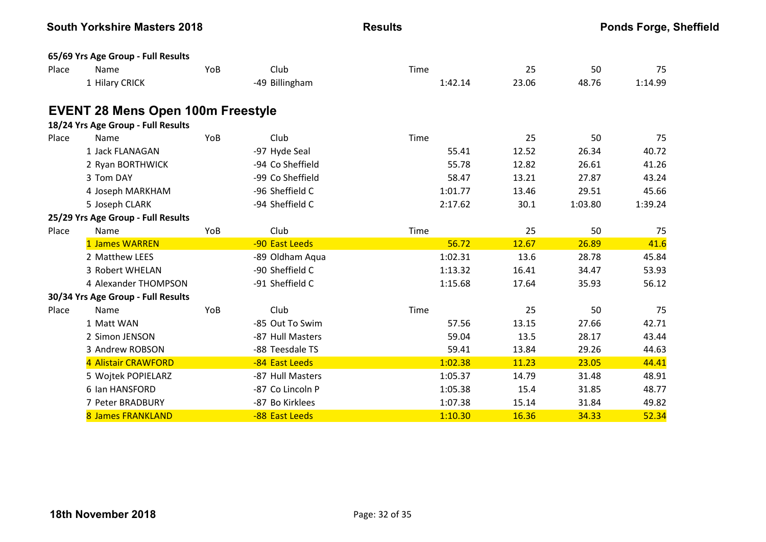**65/69 Yrs Age Group - Full Results**

| Place | Name | YoB | Club | Time | 25 | 50 | 75 |
|---|---|---|---|---|---|---|---|
| 1 | Hilary CRICK | -49 | Billingham | 1:42.14 | 23.06 | 48.76 | 1:14.99 |

## EVENT 28 Mens Open 100m Freestyle

**18/24 Yrs Age Group - Full Results**

| Place | Name | YoB | Club | Time | 25 | 50 | 75 |
|---|---|---|---|---|---|---|---|
| 1 | Jack FLANAGAN | -97 | Hyde Seal | 55.41 | 12.52 | 26.34 | 40.72 |
| 2 | Ryan BORTHWICK | -94 | Co Sheffield | 55.78 | 12.82 | 26.61 | 41.26 |
| 3 | Tom DAY | -99 | Co Sheffield | 58.47 | 13.21 | 27.87 | 43.24 |
| 4 | Joseph MARKHAM | -96 | Sheffield C | 1:01.77 | 13.46 | 29.51 | 45.66 |
| 5 | Joseph CLARK | -94 | Sheffield C | 2:17.62 | 30.1 | 1:03.80 | 1:39.24 |

**25/29 Yrs Age Group - Full Results**

| Place | Name | YoB | Club | Time | 25 | 50 | 75 |
|---|---|---|---|---|---|---|---|
| 1 | James WARREN | -90 | East Leeds | 56.72 | 12.67 | 26.89 | 41.6 |
| 2 | Matthew LEES | -89 | Oldham Aqua | 1:02.31 | 13.6 | 28.78 | 45.84 |
| 3 | Robert WHELAN | -90 | Sheffield C | 1:13.32 | 16.41 | 34.47 | 53.93 |
| 4 | Alexander THOMPSON | -91 | Sheffield C | 1:15.68 | 17.64 | 35.93 | 56.12 |

**30/34 Yrs Age Group - Full Results**

| Place | Name | YoB | Club | Time | 25 | 50 | 75 |
|---|---|---|---|---|---|---|---|
| 1 | Matt WAN | -85 | Out To Swim | 57.56 | 13.15 | 27.66 | 42.71 |
| 2 | Simon JENSON | -87 | Hull Masters | 59.04 | 13.5 | 28.17 | 43.44 |
| 3 | Andrew ROBSON | -88 | Teesdale TS | 59.41 | 13.84 | 29.26 | 44.63 |
| 4 | Alistair CRAWFORD | -84 | East Leeds | 1:02.38 | 11.23 | 23.05 | 44.41 |
| 5 | Wojtek POPIELARZ | -87 | Hull Masters | 1:05.37 | 14.79 | 31.48 | 48.91 |
| 6 | Ian HANSFORD | -87 | Co Lincoln P | 1:05.38 | 15.4 | 31.85 | 48.77 |
| 7 | Peter BRADBURY | -87 | Bo Kirklees | 1:07.38 | 15.14 | 31.84 | 49.82 |
| 8 | James FRANKLAND | -88 | East Leeds | 1:10.30 | 16.36 | 34.33 | 52.34 |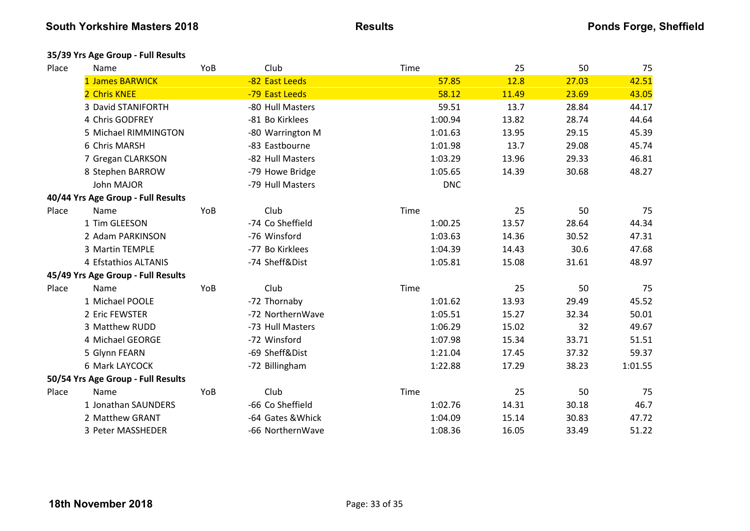### 35/39 Yrs Age Group - Full Results

| Place | Name | YoB | Club | Time | 25 | 50 | 75 |
|---|---|---|---|---|---|---|---|
| 1 | James BARWICK | -82 | East Leeds | 57.85 | 12.8 | 27.03 | 42.51 |
| 2 | Chris KNEE | -79 | East Leeds | 58.12 | 11.49 | 23.69 | 43.05 |
| 3 | David STANIFORTH | -80 | Hull Masters | 59.51 | 13.7 | 28.84 | 44.17 |
| 4 | Chris GODFREY | -81 | Bo Kirklees | 1:00.94 | 13.82 | 28.74 | 44.64 |
| 5 | Michael RIMMINGTON | -80 | Warrington M | 1:01.63 | 13.95 | 29.15 | 45.39 |
| 6 | Chris MARSH | -83 | Eastbourne | 1:01.98 | 13.7 | 29.08 | 45.74 |
| 7 | Gregan CLARKSON | -82 | Hull Masters | 1:03.29 | 13.96 | 29.33 | 46.81 |
| 8 | Stephen BARROW | -79 | Howe Bridge | 1:05.65 | 14.39 | 30.68 | 48.27 |
| | John MAJOR | -79 | Hull Masters | DNC | | | |

### 40/44 Yrs Age Group - Full Results

| Place | Name | YoB | Club | Time | 25 | 50 | 75 |
|---|---|---|---|---|---|---|---|
| 1 | Tim GLEESON | -74 | Co Sheffield | 1:00.25 | 13.57 | 28.64 | 44.34 |
| 2 | Adam PARKINSON | -76 | Winsford | 1:03.63 | 14.36 | 30.52 | 47.31 |
| 3 | Martin TEMPLE | -77 | Bo Kirklees | 1:04.39 | 14.43 | 30.6 | 47.68 |
| 4 | Efstathios ALTANIS | -74 | Sheff&Dist | 1:05.81 | 15.08 | 31.61 | 48.97 |

### 45/49 Yrs Age Group - Full Results

| Place | Name | YoB | Club | Time | 25 | 50 | 75 |
|---|---|---|---|---|---|---|---|
| 1 | Michael POOLE | -72 | Thornaby | 1:01.62 | 13.93 | 29.49 | 45.52 |
| 2 | Eric FEWSTER | -72 | NorthernWave | 1:05.51 | 15.27 | 32.34 | 50.01 |
| 3 | Matthew RUDD | -73 | Hull Masters | 1:06.29 | 15.02 | 32 | 49.67 |
| 4 | Michael GEORGE | -72 | Winsford | 1:07.98 | 15.34 | 33.71 | 51.51 |
| 5 | Glynn FEARN | -69 | Sheff&Dist | 1:21.04 | 17.45 | 37.32 | 59.37 |
| 6 | Mark LAYCOCK | -72 | Billingham | 1:22.88 | 17.29 | 38.23 | 1:01.55 |

### 50/54 Yrs Age Group - Full Results

| Place | Name | YoB | Club | Time | 25 | 50 | 75 |
|---|---|---|---|---|---|---|---|
| 1 | Jonathan SAUNDERS | -66 | Co Sheffield | 1:02.76 | 14.31 | 30.18 | 46.7 |
| 2 | Matthew GRANT | -64 | Gates &Whick | 1:04.09 | 15.14 | 30.83 | 47.72 |
| 3 | Peter MASSHEDER | -66 | NorthernWave | 1:08.36 | 16.05 | 33.49 | 51.22 |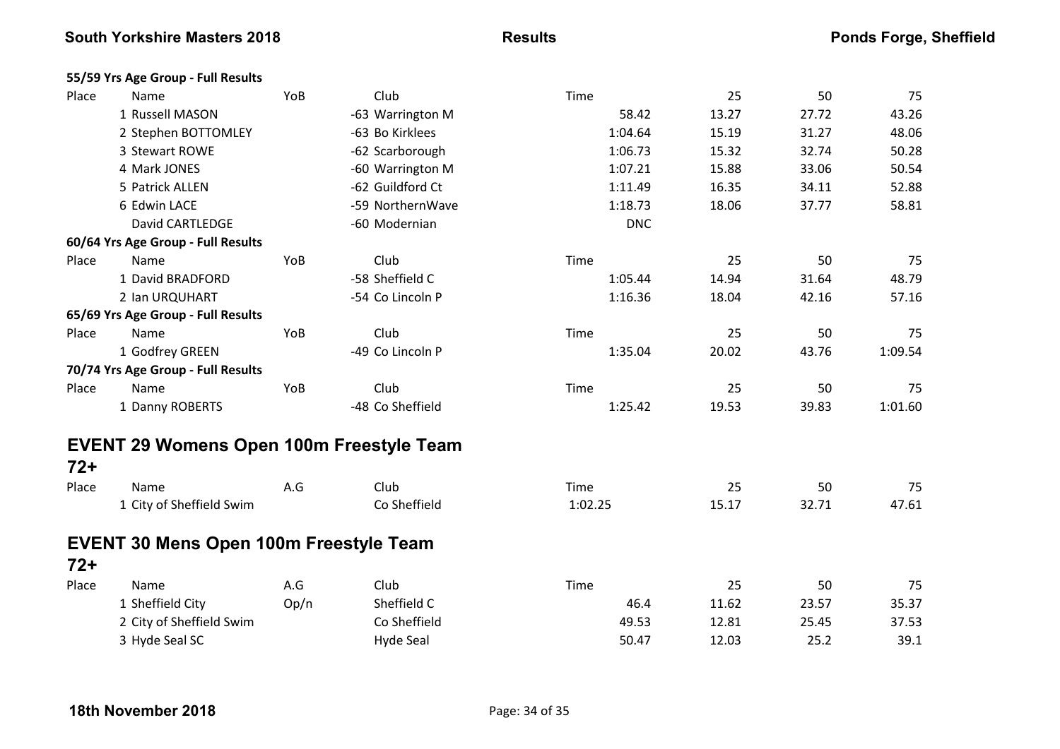#### 55/59 Yrs Age Group - Full Results

| Place | Name | YoB | Club | Time | 25 | 50 | 75 |
|---|---|---|---|---|---|---|---|
| 1 | Russell MASON | -63 | Warrington M | 58.42 | 13.27 | 27.72 | 43.26 |
| 2 | Stephen BOTTOMLEY | -63 | Bo Kirklees | 1:04.64 | 15.19 | 31.27 | 48.06 |
| 3 | Stewart ROWE | -62 | Scarborough | 1:06.73 | 15.32 | 32.74 | 50.28 |
| 4 | Mark JONES | -60 | Warrington M | 1:07.21 | 15.88 | 33.06 | 50.54 |
| 5 | Patrick ALLEN | -62 | Guildford Ct | 1:11.49 | 16.35 | 34.11 | 52.88 |
| 6 | Edwin LACE | -59 | NorthernWave | 1:18.73 | 18.06 | 37.77 | 58.81 |
| | David CARTLEDGE | -60 | Modernian | DNC | | | |

#### 60/64 Yrs Age Group - Full Results

| Place | Name | YoB | Club | Time | 25 | 50 | 75 |
|---|---|---|---|---|---|---|---|
| 1 | David BRADFORD | -58 | Sheffield C | 1:05.44 | 14.94 | 31.64 | 48.79 |
| 2 | Ian URQUHART | -54 | Co Lincoln P | 1:16.36 | 18.04 | 42.16 | 57.16 |

#### 65/69 Yrs Age Group - Full Results

| Place | Name | YoB | Club | Time | 25 | 50 | 75 |
|---|---|---|---|---|---|---|---|
| 1 | Godfrey GREEN | -49 | Co Lincoln P | 1:35.04 | 20.02 | 43.76 | 1:09.54 |

#### 70/74 Yrs Age Group - Full Results

| Place | Name | YoB | Club | Time | 25 | 50 | 75 |
|---|---|---|---|---|---|---|---|
| 1 | Danny ROBERTS | -48 | Co Sheffield | 1:25.42 | 19.53 | 39.83 | 1:01.60 |

## EVENT 29 Womens Open 100m Freestyle Team 72+

| Place | Name | A.G | Club | Time | 25 | 50 | 75 |
|---|---|---|---|---|---|---|---|
| 1 | City of Sheffield Swim | | Co Sheffield | 1:02.25 | 15.17 | 32.71 | 47.61 |

## EVENT 30 Mens Open 100m Freestyle Team 72+

| Place | Name | A.G | Club | Time | 25 | 50 | 75 |
|---|---|---|---|---|---|---|---|
| 1 | Sheffield City | Op/n | Sheffield C | 46.4 | 11.62 | 23.57 | 35.37 |
| 2 | City of Sheffield Swim | | Co Sheffield | 49.53 | 12.81 | 25.45 | 37.53 |
| 3 | Hyde Seal SC | | Hyde Seal | 50.47 | 12.03 | 25.2 | 39.1 |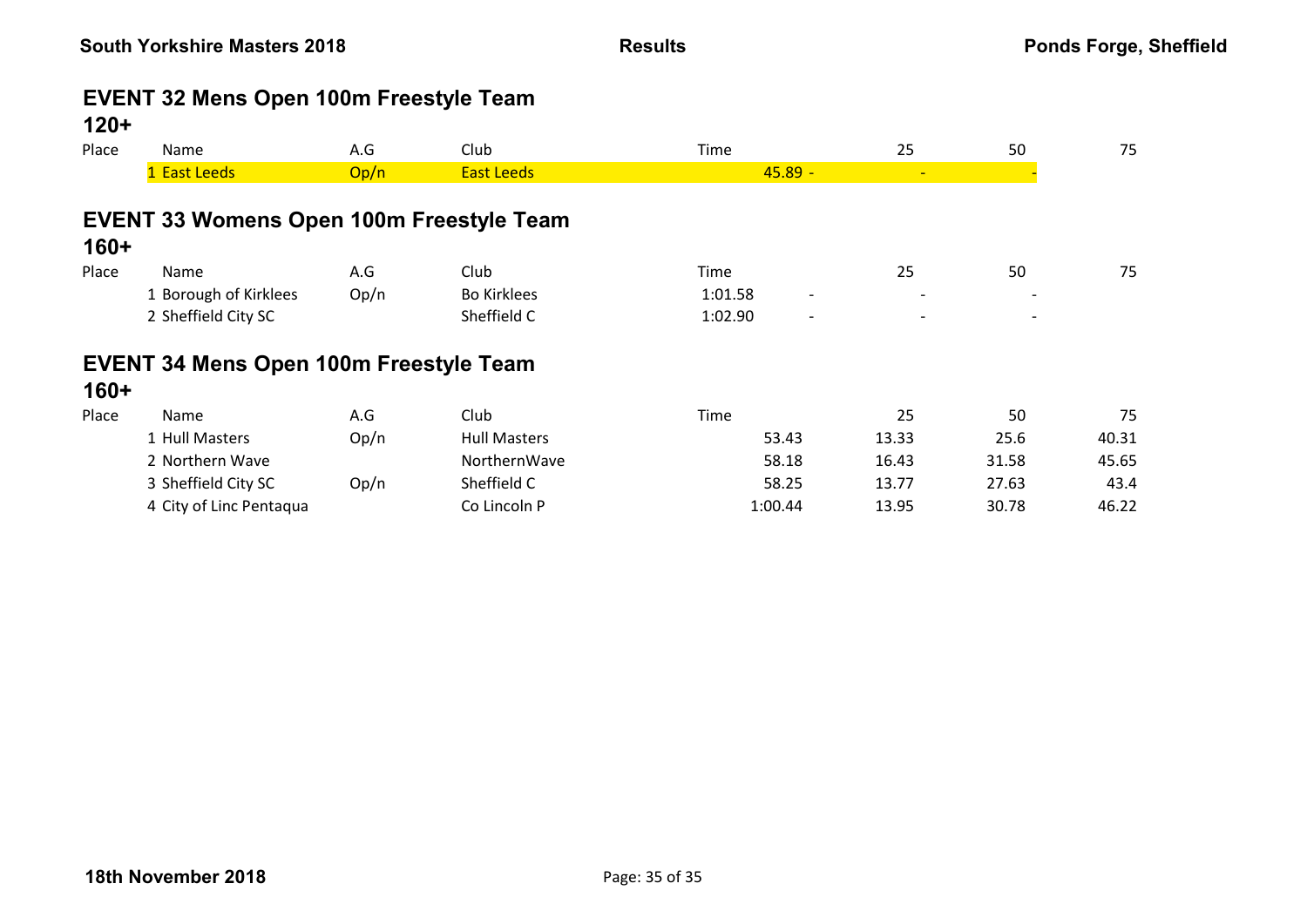## EVENT 32 Mens Open 100m Freestyle Team

### 120+

| Place | Name | A.G | Club | Time | 25 | 50 | 75 |
|---|---|---|---|---|---|---|---|
| 1 | East Leeds | Op/n | East Leeds | 45.89 - | - | - | |

## EVENT 33 Womens Open 100m Freestyle Team

### 160+

| Place | Name | A.G | Club | Time | 25 | 50 | 75 |
|---|---|---|---|---|---|---|---|
| 1 | Borough of Kirklees | Op/n | Bo Kirklees | 1:01.58 - | - | - | |
| 2 | Sheffield City SC | | Sheffield C | 1:02.90 - | - | - | |

## EVENT 34 Mens Open 100m Freestyle Team

### 160+

| Place | Name | A.G | Club | Time | 25 | 50 | 75 |
|---|---|---|---|---|---|---|---|
| 1 | Hull Masters | Op/n | Hull Masters | 53.43 | 13.33 | 25.6 | 40.31 |
| 2 | Northern Wave | | NorthernWave | 58.18 | 16.43 | 31.58 | 45.65 |
| 3 | Sheffield City SC | Op/n | Sheffield C | 58.25 | 13.77 | 27.63 | 43.4 |
| 4 | City of Linc Pentaqua | | Co Lincoln P | 1:00.44 | 13.95 | 30.78 | 46.22 |